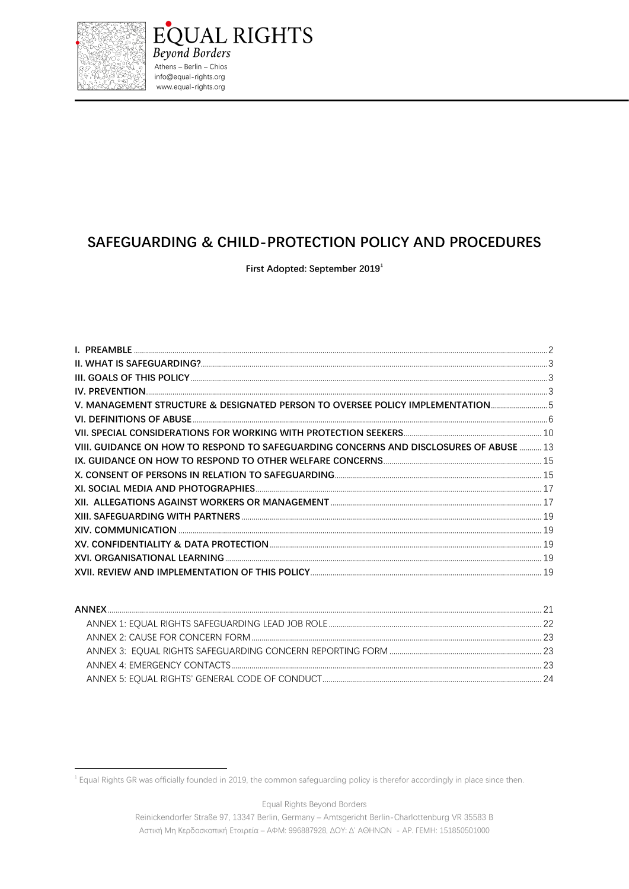EQUAL RIGHTS
*Beyond Borders*
Athens – Berlin – Chios
info@equal-rights.org
www.equal-rights.org

# SAFEGUARDING & CHILD-PROTECTION POLICY AND PROCEDURES

**First Adopted: September 2019[1]**

| | |
|---|---|
| **I. PREAMBLE** | 2 |
| **II. WHAT IS SAFEGUARDING?** | 3 |
| **III. GOALS OF THIS POLICY** | 3 |
| **IV. PREVENTION** | 3 |
| **V. MANAGEMENT STRUCTURE & DESIGNATED PERSON TO OVERSEE POLICY IMPLEMENTATION** | 5 |
| **VI. DEFINITIONS OF ABUSE** | 6 |
| **VII. SPECIAL CONSIDERATIONS FOR WORKING WITH PROTECTION SEEKERS** | 10 |
| **VIII. GUIDANCE ON HOW TO RESPOND TO SAFEGUARDING CONCERNS AND DISCLOSURES OF ABUSE** | 13 |
| **IX. GUIDANCE ON HOW TO RESPOND TO OTHER WELFARE CONCERNS** | 15 |
| **X. CONSENT OF PERSONS IN RELATION TO SAFEGUARDING** | 15 |
| **XI. SOCIAL MEDIA AND PHOTOGRAPHIES** | 17 |
| **XII. ALLEGATIONS AGAINST WORKERS OR MANAGEMENT** | 17 |
| **XIII. SAFEGUARDING WITH PARTNERS** | 19 |
| **XIV. COMMUNICATION** | 19 |
| **XV. CONFIDENTIALITY & DATA PROTECTION** | 19 |
| **XVI. ORGANISATIONAL LEARNING** | 19 |
| **XVII. REVIEW AND IMPLEMENTATION OF THIS POLICY** | 19 |

| | |
|---|---|
| **ANNEX** | 21 |
| ANNEX 1: EQUAL RIGHTS SAFEGUARDING LEAD JOB ROLE | 22 |
| ANNEX 2: CAUSE FOR CONCERN FORM | 23 |
| ANNEX 3: EQUAL RIGHTS SAFEGUARDING CONCERN REPORTING FORM | 23 |
| ANNEX 4: EMERGENCY CONTACTS | 23 |
| ANNEX 5: EQUAL RIGHTS' GENERAL CODE OF CONDUCT | 24 |

[1] Equal Rights GR was officially founded in 2019, the common safeguarding policy is therefor accordingly in place since then.

Equal Rights Beyond Borders
Reinickendorfer Straße 97, 13347 Berlin, Germany – Amtsgericht Berlin-Charlottenburg VR 35583 B
Αστική Μη Κερδοσκοπική Εταιρεία – ΑΦΜ: 996887928, ΔΟΥ: Δ' ΑΘΗΝΩΝ - ΑΡ. ΓΕΜΗ: 151850501000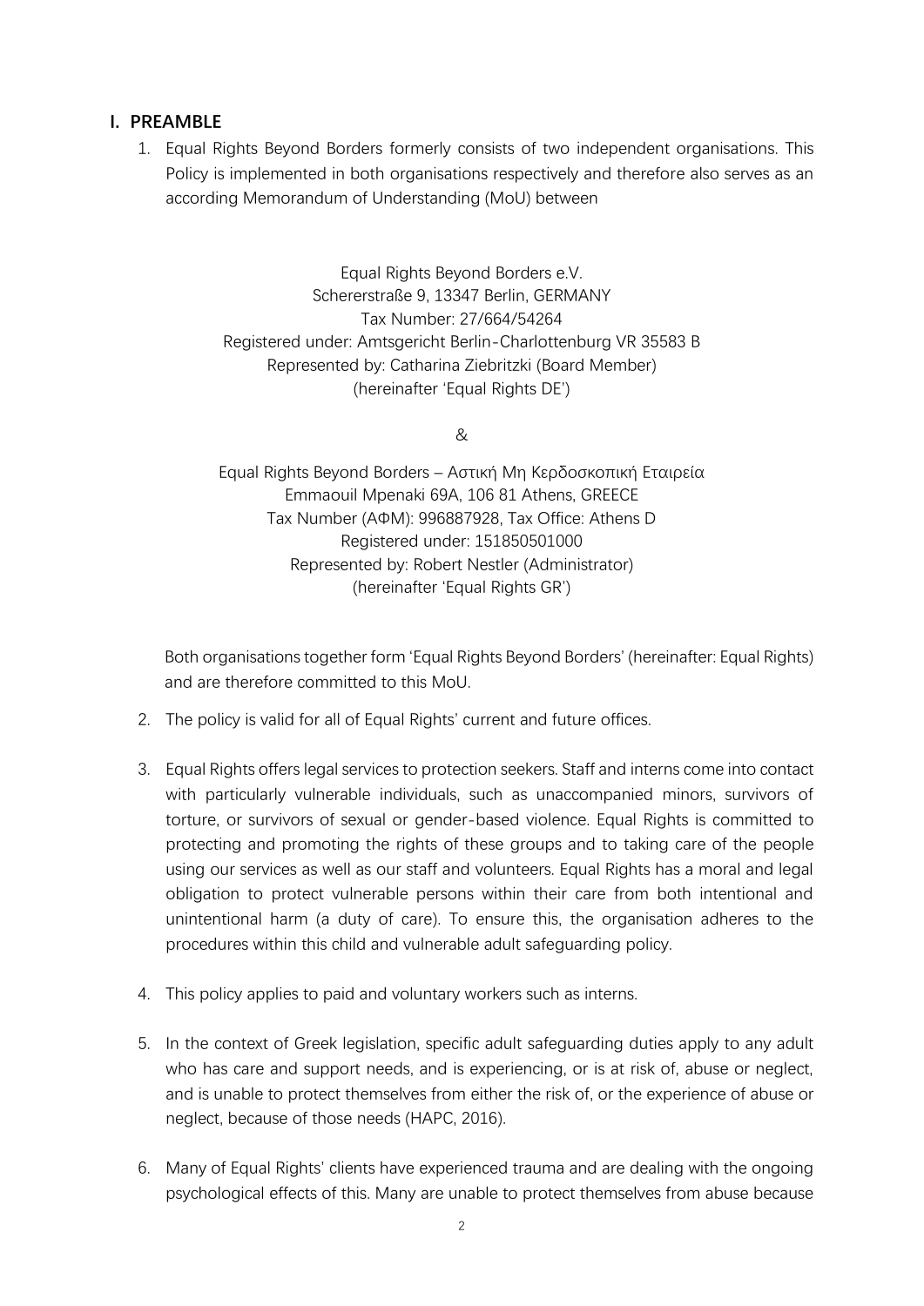## I. PREAMBLE

1. Equal Rights Beyond Borders formerly consists of two independent organisations. This Policy is implemented in both organisations respectively and therefore also serves as an according Memorandum of Understanding (MoU) between

   Equal Rights Beyond Borders e.V.
   Schererstraße 9, 13347 Berlin, GERMANY
   Tax Number: 27/664/54264
   Registered under: Amtsgericht Berlin-Charlottenburg VR 35583 B
   Represented by: Catharina Ziebritzki (Board Member)
   (hereinafter 'Equal Rights DE')

   &

   Equal Rights Beyond Borders – Αστική Μη Κερδοσκοπική Εταιρεία
   Emmaouil Mpenaki 69A, 106 81 Athens, GREECE
   Tax Number (ΑΦΜ): 996887928, Tax Office: Athens D
   Registered under: 151850501000
   Represented by: Robert Nestler (Administrator)
   (hereinafter 'Equal Rights GR')

   Both organisations together form 'Equal Rights Beyond Borders' (hereinafter: Equal Rights) and are therefore committed to this MoU.

2. The policy is valid for all of Equal Rights' current and future offices.

3. Equal Rights offers legal services to protection seekers. Staff and interns come into contact with particularly vulnerable individuals, such as unaccompanied minors, survivors of torture, or survivors of sexual or gender-based violence. Equal Rights is committed to protecting and promoting the rights of these groups and to taking care of the people using our services as well as our staff and volunteers. Equal Rights has a moral and legal obligation to protect vulnerable persons within their care from both intentional and unintentional harm (a duty of care). To ensure this, the organisation adheres to the procedures within this child and vulnerable adult safeguarding policy.

4. This policy applies to paid and voluntary workers such as interns.

5. In the context of Greek legislation, specific adult safeguarding duties apply to any adult who has care and support needs, and is experiencing, or is at risk of, abuse or neglect, and is unable to protect themselves from either the risk of, or the experience of abuse or neglect, because of those needs (HAPC, 2016).

6. Many of Equal Rights' clients have experienced trauma and are dealing with the ongoing psychological effects of this. Many are unable to protect themselves from abuse because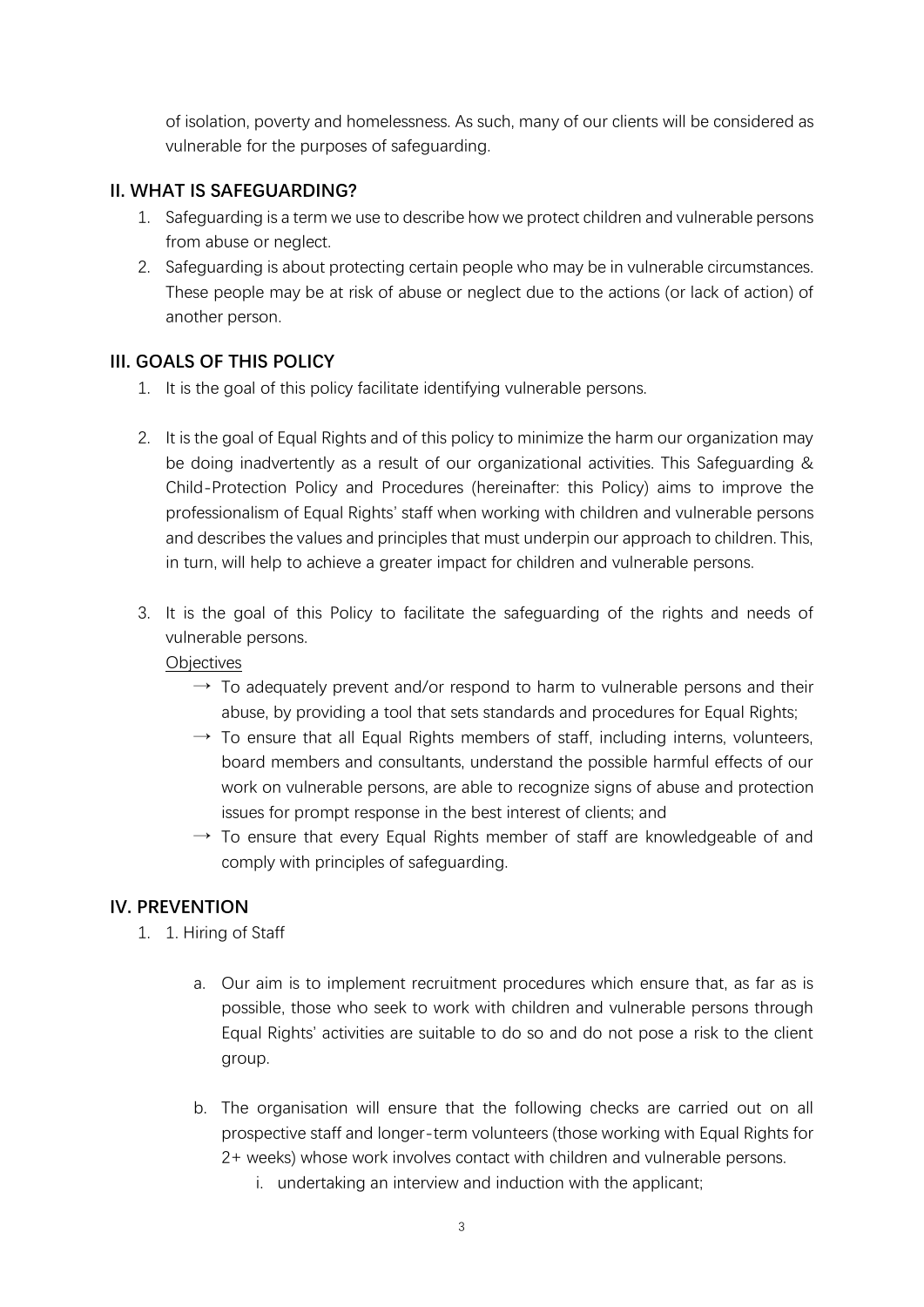of isolation, poverty and homelessness. As such, many of our clients will be considered as vulnerable for the purposes of safeguarding.

## II. WHAT IS SAFEGUARDING?

1. Safeguarding is a term we use to describe how we protect children and vulnerable persons from abuse or neglect.
2. Safeguarding is about protecting certain people who may be in vulnerable circumstances. These people may be at risk of abuse or neglect due to the actions (or lack of action) of another person.

## III. GOALS OF THIS POLICY

1. It is the goal of this policy facilitate identifying vulnerable persons.

2. It is the goal of Equal Rights and of this policy to minimize the harm our organization may be doing inadvertently as a result of our organizational activities. This Safeguarding & Child-Protection Policy and Procedures (hereinafter: this Policy) aims to improve the professionalism of Equal Rights' staff when working with children and vulnerable persons and describes the values and principles that must underpin our approach to children. This, in turn, will help to achieve a greater impact for children and vulnerable persons.

3. It is the goal of this Policy to facilitate the safeguarding of the rights and needs of vulnerable persons.

   <u>Objectives</u>

   → To adequately prevent and/or respond to harm to vulnerable persons and their abuse, by providing a tool that sets standards and procedures for Equal Rights;

   → To ensure that all Equal Rights members of staff, including interns, volunteers, board members and consultants, understand the possible harmful effects of our work on vulnerable persons, are able to recognize signs of abuse and protection issues for prompt response in the best interest of clients; and

   → To ensure that every Equal Rights member of staff are knowledgeable of and comply with principles of safeguarding.

## IV. PREVENTION

1. 1. Hiring of Staff

   a. Our aim is to implement recruitment procedures which ensure that, as far as is possible, those who seek to work with children and vulnerable persons through Equal Rights' activities are suitable to do so and do not pose a risk to the client group.

   b. The organisation will ensure that the following checks are carried out on all prospective staff and longer-term volunteers (those working with Equal Rights for 2+ weeks) whose work involves contact with children and vulnerable persons.

      i. undertaking an interview and induction with the applicant;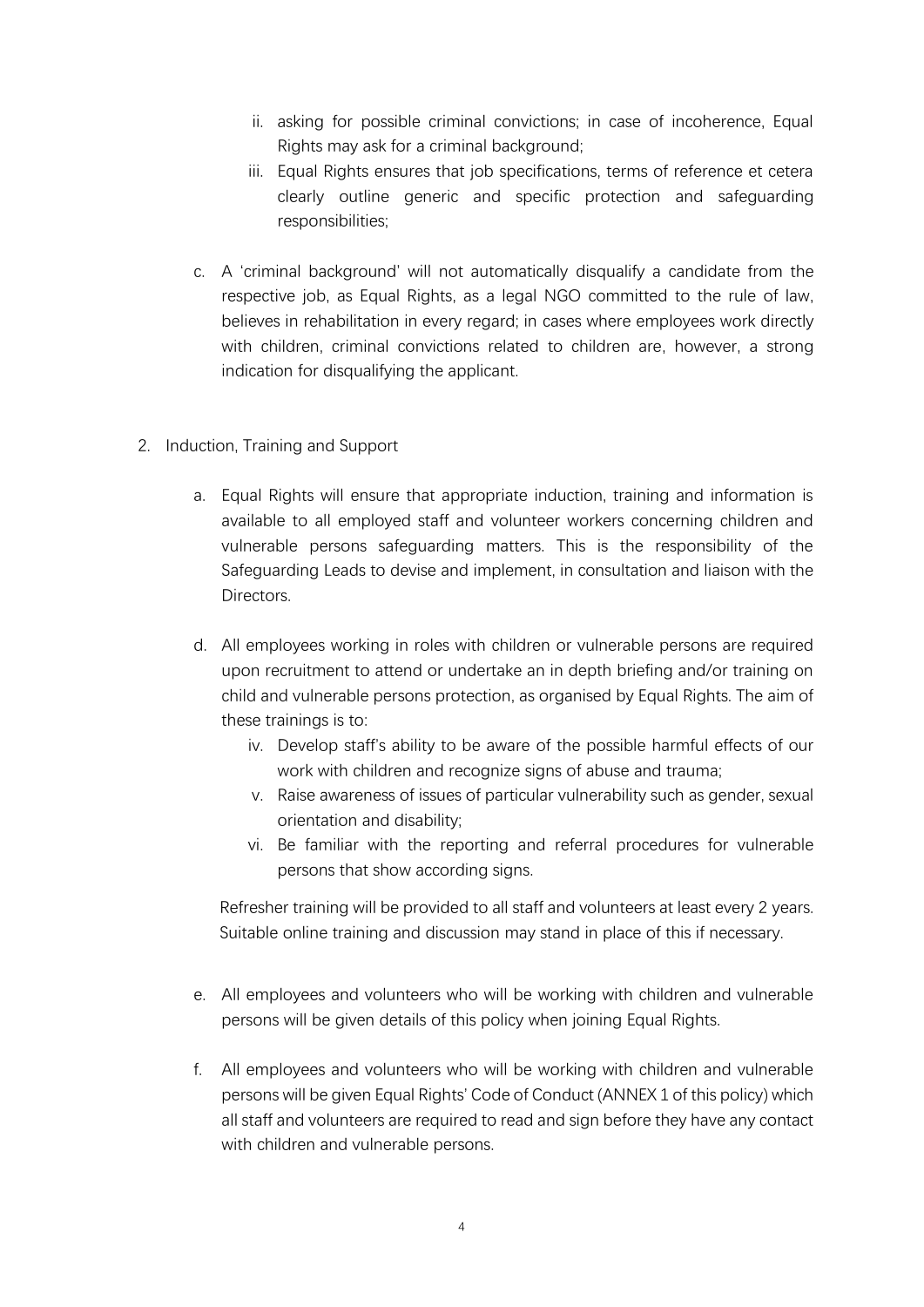ii. asking for possible criminal convictions; in case of incoherence, Equal Rights may ask for a criminal background;

   iii. Equal Rights ensures that job specifications, terms of reference et cetera clearly outline generic and specific protection and safeguarding responsibilities;

c. A 'criminal background' will not automatically disqualify a candidate from the respective job, as Equal Rights, as a legal NGO committed to the rule of law, believes in rehabilitation in every regard; in cases where employees work directly with children, criminal convictions related to children are, however, a strong indication for disqualifying the applicant.

2. Induction, Training and Support

   a. Equal Rights will ensure that appropriate induction, training and information is available to all employed staff and volunteer workers concerning children and vulnerable persons safeguarding matters. This is the responsibility of the Safeguarding Leads to devise and implement, in consultation and liaison with the Directors.

   d. All employees working in roles with children or vulnerable persons are required upon recruitment to attend or undertake an in depth briefing and/or training on child and vulnerable persons protection, as organised by Equal Rights. The aim of these trainings is to:

      iv. Develop staff's ability to be aware of the possible harmful effects of our work with children and recognize signs of abuse and trauma;

      v. Raise awareness of issues of particular vulnerability such as gender, sexual orientation and disability;

      vi. Be familiar with the reporting and referral procedures for vulnerable persons that show according signs.

   Refresher training will be provided to all staff and volunteers at least every 2 years. Suitable online training and discussion may stand in place of this if necessary.

   e. All employees and volunteers who will be working with children and vulnerable persons will be given details of this policy when joining Equal Rights.

   f. All employees and volunteers who will be working with children and vulnerable persons will be given Equal Rights' Code of Conduct (ANNEX 1 of this policy) which all staff and volunteers are required to read and sign before they have any contact with children and vulnerable persons.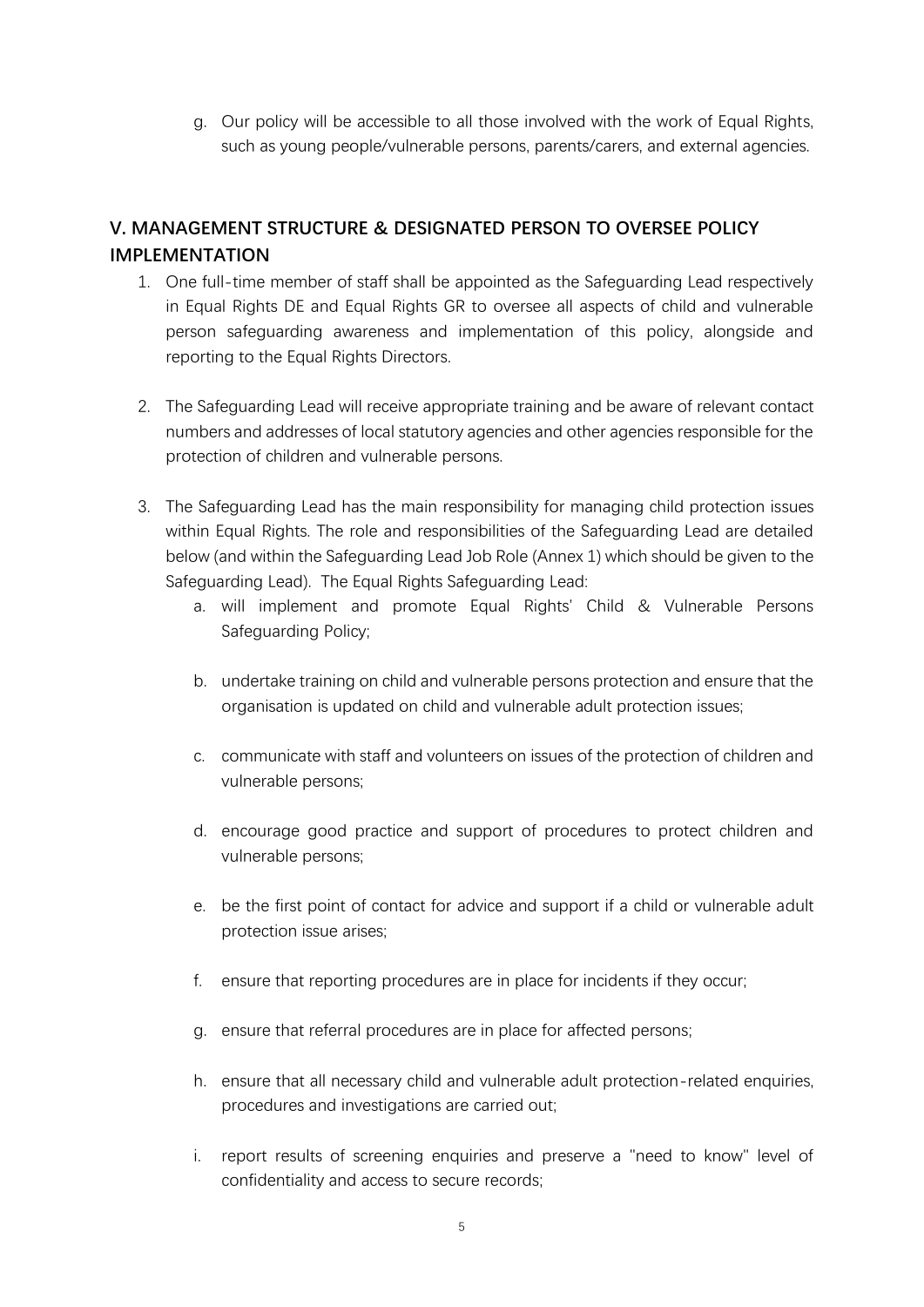g. Our policy will be accessible to all those involved with the work of Equal Rights, such as young people/vulnerable persons, parents/carers, and external agencies.

## V. MANAGEMENT STRUCTURE & DESIGNATED PERSON TO OVERSEE POLICY IMPLEMENTATION

1. One full-time member of staff shall be appointed as the Safeguarding Lead respectively in Equal Rights DE and Equal Rights GR to oversee all aspects of child and vulnerable person safeguarding awareness and implementation of this policy, alongside and reporting to the Equal Rights Directors.

2. The Safeguarding Lead will receive appropriate training and be aware of relevant contact numbers and addresses of local statutory agencies and other agencies responsible for the protection of children and vulnerable persons.

3. The Safeguarding Lead has the main responsibility for managing child protection issues within Equal Rights. The role and responsibilities of the Safeguarding Lead are detailed below (and within the Safeguarding Lead Job Role (Annex 1) which should be given to the Safeguarding Lead). The Equal Rights Safeguarding Lead:

   a. will implement and promote Equal Rights' Child & Vulnerable Persons Safeguarding Policy;

   b. undertake training on child and vulnerable persons protection and ensure that the organisation is updated on child and vulnerable adult protection issues;

   c. communicate with staff and volunteers on issues of the protection of children and vulnerable persons;

   d. encourage good practice and support of procedures to protect children and vulnerable persons;

   e. be the first point of contact for advice and support if a child or vulnerable adult protection issue arises;

   f. ensure that reporting procedures are in place for incidents if they occur;

   g. ensure that referral procedures are in place for affected persons;

   h. ensure that all necessary child and vulnerable adult protection-related enquiries, procedures and investigations are carried out;

   i. report results of screening enquiries and preserve a "need to know" level of confidentiality and access to secure records;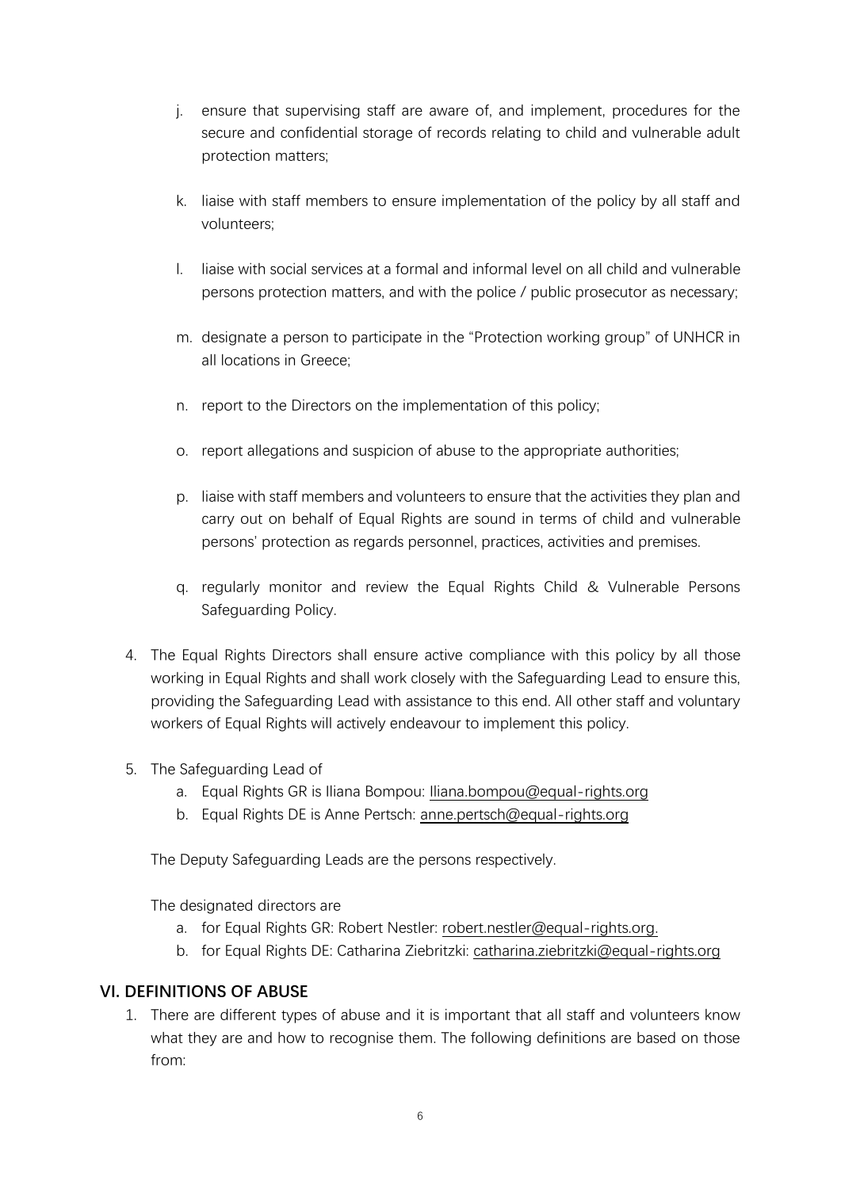j. ensure that supervising staff are aware of, and implement, procedures for the secure and confidential storage of records relating to child and vulnerable adult protection matters;

k. liaise with staff members to ensure implementation of the policy by all staff and volunteers;

l. liaise with social services at a formal and informal level on all child and vulnerable persons protection matters, and with the police / public prosecutor as necessary;

m. designate a person to participate in the "Protection working group" of UNHCR in all locations in Greece;

n. report to the Directors on the implementation of this policy;

o. report allegations and suspicion of abuse to the appropriate authorities;

p. liaise with staff members and volunteers to ensure that the activities they plan and carry out on behalf of Equal Rights are sound in terms of child and vulnerable persons' protection as regards personnel, practices, activities and premises.

q. regularly monitor and review the Equal Rights Child & Vulnerable Persons Safeguarding Policy.

4. The Equal Rights Directors shall ensure active compliance with this policy by all those working in Equal Rights and shall work closely with the Safeguarding Lead to ensure this, providing the Safeguarding Lead with assistance to this end. All other staff and voluntary workers of Equal Rights will actively endeavour to implement this policy.

5. The Safeguarding Lead of
   a. Equal Rights GR is Iliana Bompou: Iliana.bompou@equal-rights.org
   b. Equal Rights DE is Anne Pertsch: anne.pertsch@equal-rights.org

   The Deputy Safeguarding Leads are the persons respectively.

   The designated directors are
   a. for Equal Rights GR: Robert Nestler: robert.nestler@equal-rights.org.
   b. for Equal Rights DE: Catharina Ziebritzki: catharina.ziebritzki@equal-rights.org

## VI. DEFINITIONS OF ABUSE

1. There are different types of abuse and it is important that all staff and volunteers know what they are and how to recognise them. The following definitions are based on those from: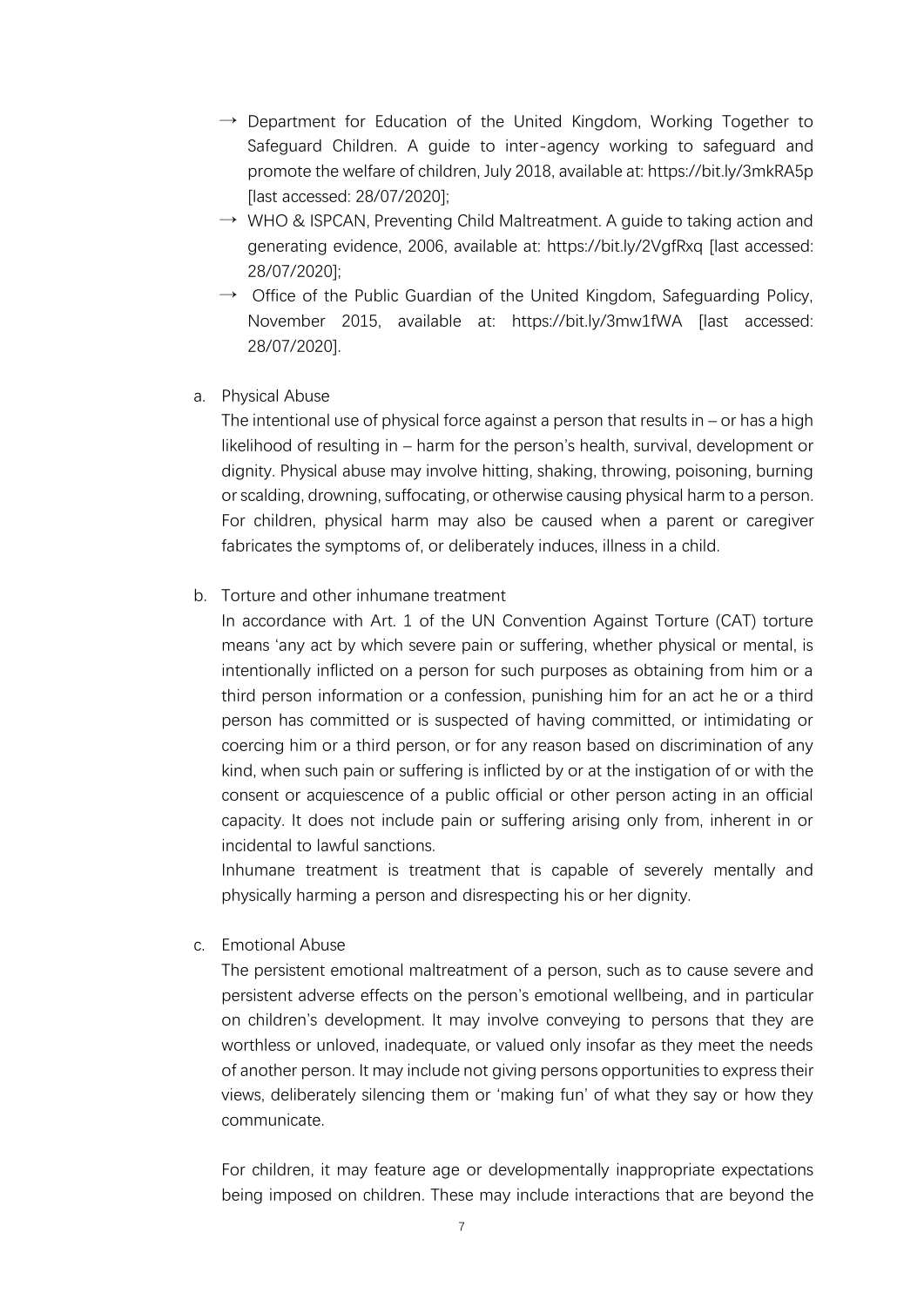- → Department for Education of the United Kingdom, Working Together to Safeguard Children. A guide to inter-agency working to safeguard and promote the welfare of children, July 2018, available at: https://bit.ly/3mkRA5p [last accessed: 28/07/2020];
- → WHO & ISPCAN, Preventing Child Maltreatment. A guide to taking action and generating evidence, 2006, available at: https://bit.ly/2VgfRxq [last accessed: 28/07/2020];
- → Office of the Public Guardian of the United Kingdom, Safeguarding Policy, November 2015, available at: https://bit.ly/3mw1fWA [last accessed: 28/07/2020].

a. Physical Abuse

The intentional use of physical force against a person that results in – or has a high likelihood of resulting in – harm for the person's health, survival, development or dignity. Physical abuse may involve hitting, shaking, throwing, poisoning, burning or scalding, drowning, suffocating, or otherwise causing physical harm to a person. For children, physical harm may also be caused when a parent or caregiver fabricates the symptoms of, or deliberately induces, illness in a child.

b. Torture and other inhumane treatment

In accordance with Art. 1 of the UN Convention Against Torture (CAT) torture means 'any act by which severe pain or suffering, whether physical or mental, is intentionally inflicted on a person for such purposes as obtaining from him or a third person information or a confession, punishing him for an act he or a third person has committed or is suspected of having committed, or intimidating or coercing him or a third person, or for any reason based on discrimination of any kind, when such pain or suffering is inflicted by or at the instigation of or with the consent or acquiescence of a public official or other person acting in an official capacity. It does not include pain or suffering arising only from, inherent in or incidental to lawful sanctions.

Inhumane treatment is treatment that is capable of severely mentally and physically harming a person and disrespecting his or her dignity.

c. Emotional Abuse

The persistent emotional maltreatment of a person, such as to cause severe and persistent adverse effects on the person's emotional wellbeing, and in particular on children's development. It may involve conveying to persons that they are worthless or unloved, inadequate, or valued only insofar as they meet the needs of another person. It may include not giving persons opportunities to express their views, deliberately silencing them or 'making fun' of what they say or how they communicate.

For children, it may feature age or developmentally inappropriate expectations being imposed on children. These may include interactions that are beyond the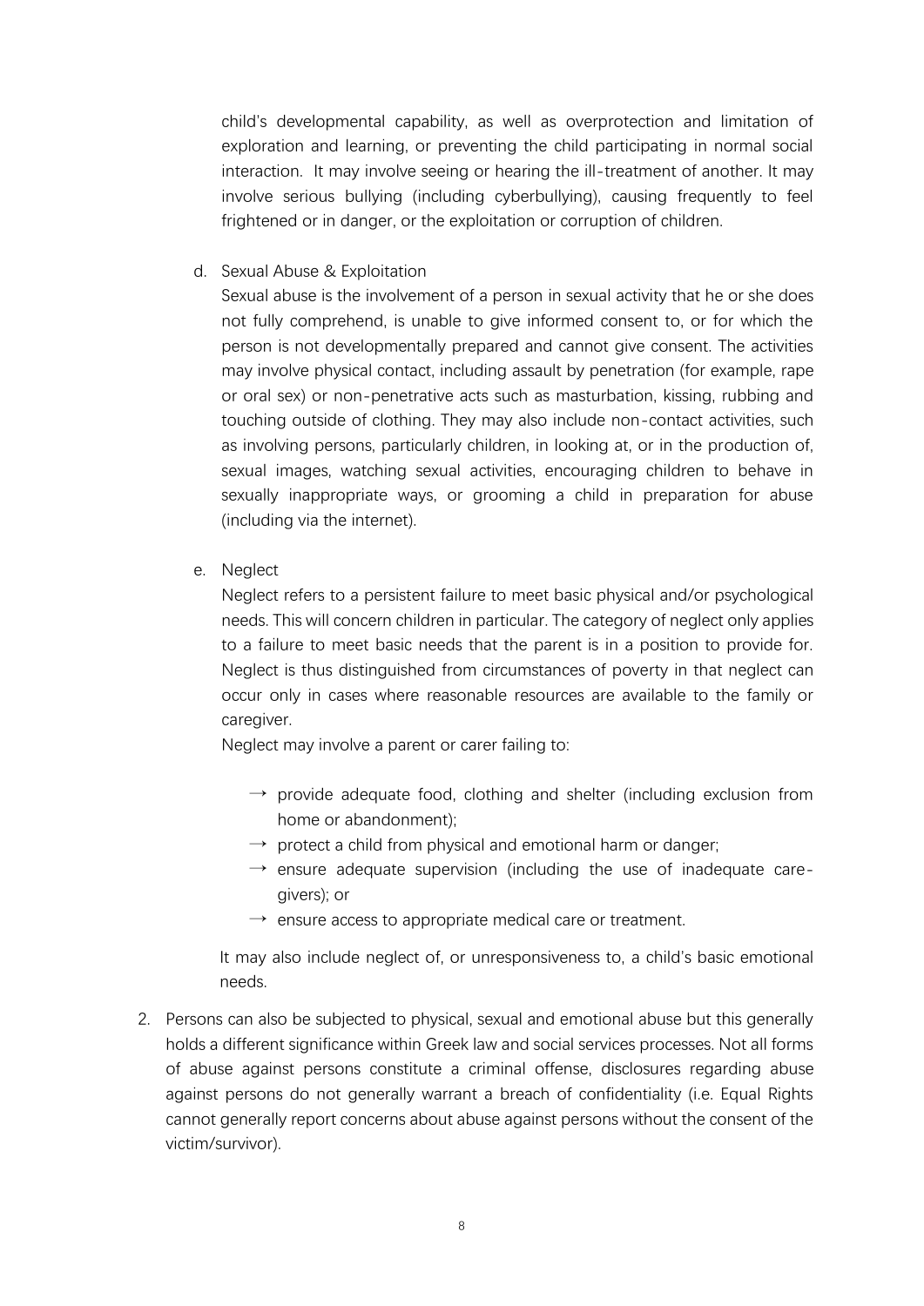child's developmental capability, as well as overprotection and limitation of exploration and learning, or preventing the child participating in normal social interaction. It may involve seeing or hearing the ill-treatment of another. It may involve serious bullying (including cyberbullying), causing frequently to feel frightened or in danger, or the exploitation or corruption of children.

d. Sexual Abuse & Exploitation

   Sexual abuse is the involvement of a person in sexual activity that he or she does not fully comprehend, is unable to give informed consent to, or for which the person is not developmentally prepared and cannot give consent. The activities may involve physical contact, including assault by penetration (for example, rape or oral sex) or non-penetrative acts such as masturbation, kissing, rubbing and touching outside of clothing. They may also include non-contact activities, such as involving persons, particularly children, in looking at, or in the production of, sexual images, watching sexual activities, encouraging children to behave in sexually inappropriate ways, or grooming a child in preparation for abuse (including via the internet).

e. Neglect

   Neglect refers to a persistent failure to meet basic physical and/or psychological needs. This will concern children in particular. The category of neglect only applies to a failure to meet basic needs that the parent is in a position to provide for. Neglect is thus distinguished from circumstances of poverty in that neglect can occur only in cases where reasonable resources are available to the family or caregiver.

   Neglect may involve a parent or carer failing to:

   → provide adequate food, clothing and shelter (including exclusion from home or abandonment);
   → protect a child from physical and emotional harm or danger;
   → ensure adequate supervision (including the use of inadequate care-givers); or
   → ensure access to appropriate medical care or treatment.

   It may also include neglect of, or unresponsiveness to, a child's basic emotional needs.

2. Persons can also be subjected to physical, sexual and emotional abuse but this generally holds a different significance within Greek law and social services processes. Not all forms of abuse against persons constitute a criminal offense, disclosures regarding abuse against persons do not generally warrant a breach of confidentiality (i.e. Equal Rights cannot generally report concerns about abuse against persons without the consent of the victim/survivor).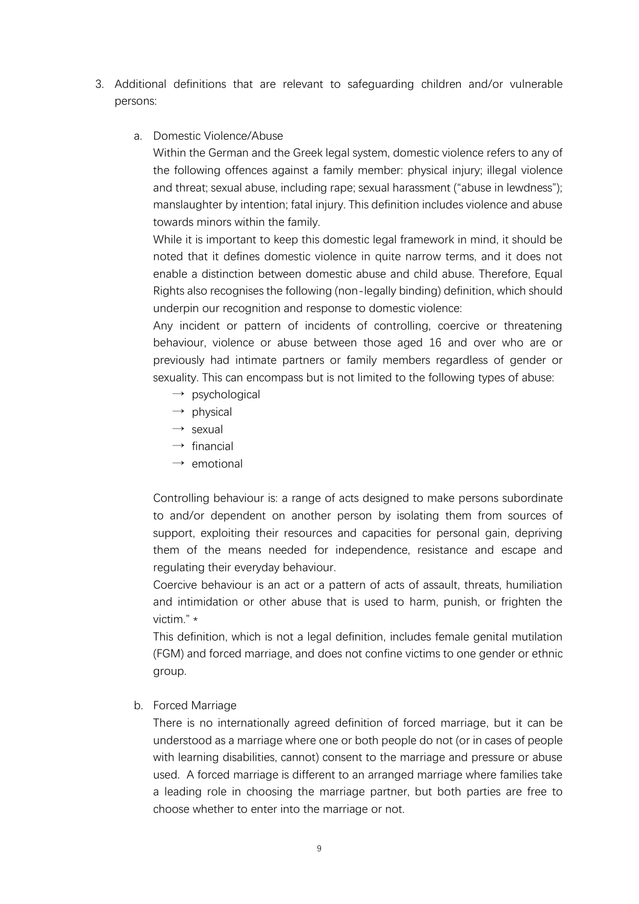3. Additional definitions that are relevant to safeguarding children and/or vulnerable persons:

   a. Domestic Violence/Abuse

      Within the German and the Greek legal system, domestic violence refers to any of the following offences against a family member: physical injury; illegal violence and threat; sexual abuse, including rape; sexual harassment ("abuse in lewdness"); manslaughter by intention; fatal injury. This definition includes violence and abuse towards minors within the family.

      While it is important to keep this domestic legal framework in mind, it should be noted that it defines domestic violence in quite narrow terms, and it does not enable a distinction between domestic abuse and child abuse. Therefore, Equal Rights also recognises the following (non-legally binding) definition, which should underpin our recognition and response to domestic violence:

      Any incident or pattern of incidents of controlling, coercive or threatening behaviour, violence or abuse between those aged 16 and over who are or previously had intimate partners or family members regardless of gender or sexuality. This can encompass but is not limited to the following types of abuse:

      - psychological
      - physical
      - sexual
      - financial
      - emotional

      Controlling behaviour is: a range of acts designed to make persons subordinate to and/or dependent on another person by isolating them from sources of support, exploiting their resources and capacities for personal gain, depriving them of the means needed for independence, resistance and escape and regulating their everyday behaviour.

      Coercive behaviour is an act or a pattern of acts of assault, threats, humiliation and intimidation or other abuse that is used to harm, punish, or frighten the victim." *

      This definition, which is not a legal definition, includes female genital mutilation (FGM) and forced marriage, and does not confine victims to one gender or ethnic group.

   b. Forced Marriage

      There is no internationally agreed definition of forced marriage, but it can be understood as a marriage where one or both people do not (or in cases of people with learning disabilities, cannot) consent to the marriage and pressure or abuse used. A forced marriage is different to an arranged marriage where families take a leading role in choosing the marriage partner, but both parties are free to choose whether to enter into the marriage or not.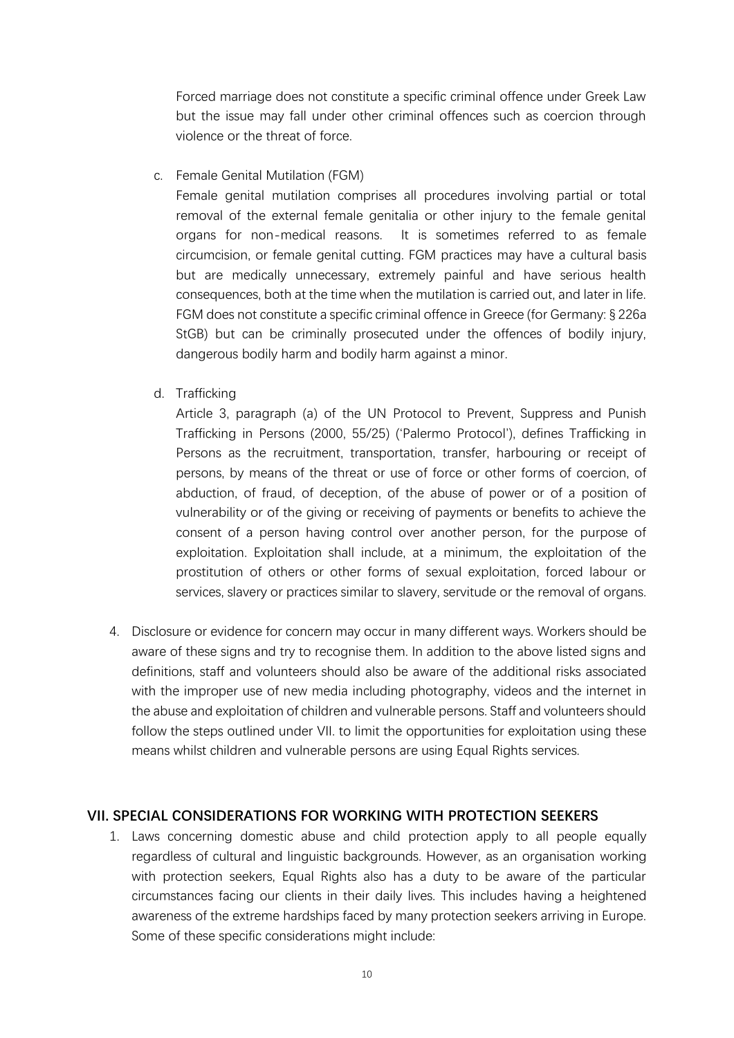Forced marriage does not constitute a specific criminal offence under Greek Law but the issue may fall under other criminal offences such as coercion through violence or the threat of force.

c. Female Genital Mutilation (FGM)

   Female genital mutilation comprises all procedures involving partial or total removal of the external female genitalia or other injury to the female genital organs for non-medical reasons. It is sometimes referred to as female circumcision, or female genital cutting. FGM practices may have a cultural basis but are medically unnecessary, extremely painful and have serious health consequences, both at the time when the mutilation is carried out, and later in life. FGM does not constitute a specific criminal offence in Greece (for Germany: § 226a StGB) but can be criminally prosecuted under the offences of bodily injury, dangerous bodily harm and bodily harm against a minor.

d. Trafficking

   Article 3, paragraph (a) of the UN Protocol to Prevent, Suppress and Punish Trafficking in Persons (2000, 55/25) ('Palermo Protocol'), defines Trafficking in Persons as the recruitment, transportation, transfer, harbouring or receipt of persons, by means of the threat or use of force or other forms of coercion, of abduction, of fraud, of deception, of the abuse of power or of a position of vulnerability or of the giving or receiving of payments or benefits to achieve the consent of a person having control over another person, for the purpose of exploitation. Exploitation shall include, at a minimum, the exploitation of the prostitution of others or other forms of sexual exploitation, forced labour or services, slavery or practices similar to slavery, servitude or the removal of organs.

4. Disclosure or evidence for concern may occur in many different ways. Workers should be aware of these signs and try to recognise them. In addition to the above listed signs and definitions, staff and volunteers should also be aware of the additional risks associated with the improper use of new media including photography, videos and the internet in the abuse and exploitation of children and vulnerable persons. Staff and volunteers should follow the steps outlined under VII. to limit the opportunities for exploitation using these means whilst children and vulnerable persons are using Equal Rights services.

## VII. SPECIAL CONSIDERATIONS FOR WORKING WITH PROTECTION SEEKERS

1. Laws concerning domestic abuse and child protection apply to all people equally regardless of cultural and linguistic backgrounds. However, as an organisation working with protection seekers, Equal Rights also has a duty to be aware of the particular circumstances facing our clients in their daily lives. This includes having a heightened awareness of the extreme hardships faced by many protection seekers arriving in Europe. Some of these specific considerations might include: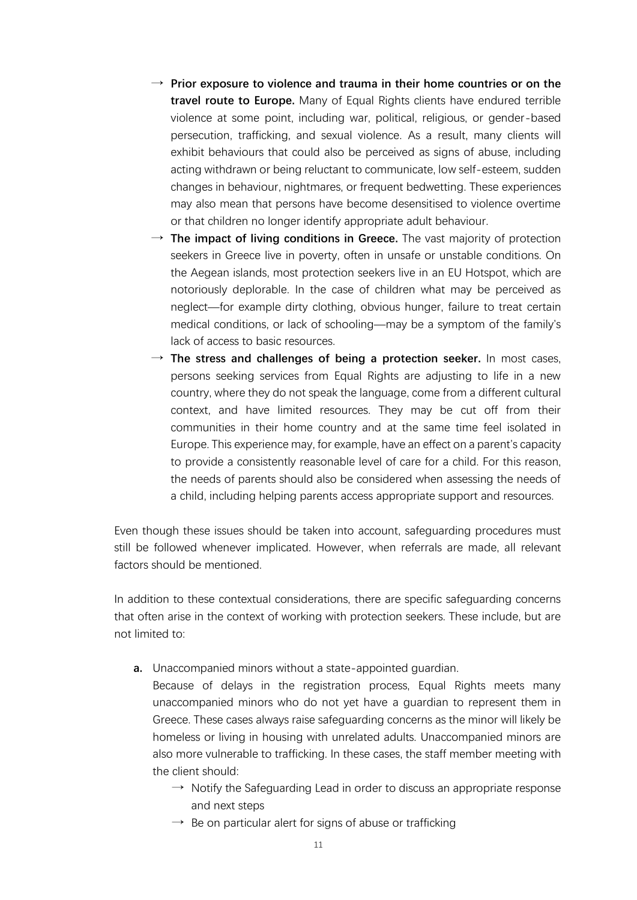- **Prior exposure to violence and trauma in their home countries or on the travel route to Europe.** Many of Equal Rights clients have endured terrible violence at some point, including war, political, religious, or gender-based persecution, trafficking, and sexual violence. As a result, many clients will exhibit behaviours that could also be perceived as signs of abuse, including acting withdrawn or being reluctant to communicate, low self-esteem, sudden changes in behaviour, nightmares, or frequent bedwetting. These experiences may also mean that persons have become desensitised to violence overtime or that children no longer identify appropriate adult behaviour.
- **The impact of living conditions in Greece.** The vast majority of protection seekers in Greece live in poverty, often in unsafe or unstable conditions. On the Aegean islands, most protection seekers live in an EU Hotspot, which are notoriously deplorable. In the case of children what may be perceived as neglect—for example dirty clothing, obvious hunger, failure to treat certain medical conditions, or lack of schooling—may be a symptom of the family's lack of access to basic resources.
- **The stress and challenges of being a protection seeker.** In most cases, persons seeking services from Equal Rights are adjusting to life in a new country, where they do not speak the language, come from a different cultural context, and have limited resources. They may be cut off from their communities in their home country and at the same time feel isolated in Europe. This experience may, for example, have an effect on a parent's capacity to provide a consistently reasonable level of care for a child. For this reason, the needs of parents should also be considered when assessing the needs of a child, including helping parents access appropriate support and resources.

Even though these issues should be taken into account, safeguarding procedures must still be followed whenever implicated. However, when referrals are made, all relevant factors should be mentioned.

In addition to these contextual considerations, there are specific safeguarding concerns that often arise in the context of working with protection seekers. These include, but are not limited to:

**a.** Unaccompanied minors without a state-appointed guardian.
Because of delays in the registration process, Equal Rights meets many unaccompanied minors who do not yet have a guardian to represent them in Greece. These cases always raise safeguarding concerns as the minor will likely be homeless or living in housing with unrelated adults. Unaccompanied minors are also more vulnerable to trafficking. In these cases, the staff member meeting with the client should:

- Notify the Safeguarding Lead in order to discuss an appropriate response and next steps
- Be on particular alert for signs of abuse or trafficking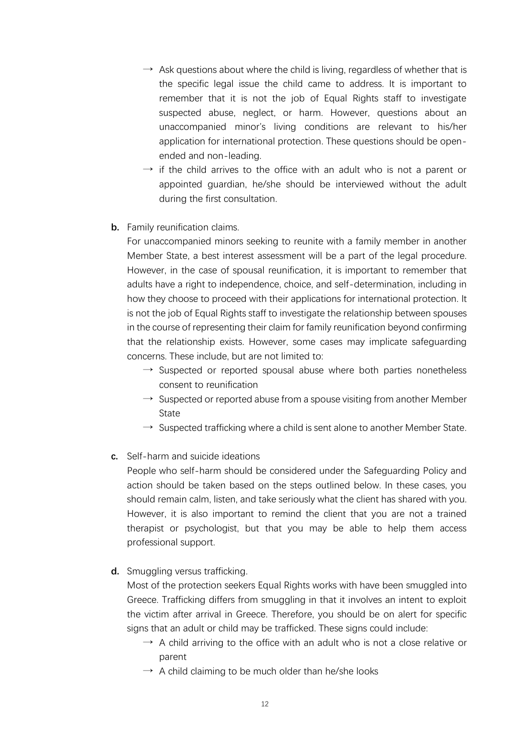- → Ask questions about where the child is living, regardless of whether that is the specific legal issue the child came to address. It is important to remember that it is not the job of Equal Rights staff to investigate suspected abuse, neglect, or harm. However, questions about an unaccompanied minor's living conditions are relevant to his/her application for international protection. These questions should be open-ended and non-leading.
- → if the child arrives to the office with an adult who is not a parent or appointed guardian, he/she should be interviewed without the adult during the first consultation.

**b.** Family reunification claims.

For unaccompanied minors seeking to reunite with a family member in another Member State, a best interest assessment will be a part of the legal procedure. However, in the case of spousal reunification, it is important to remember that adults have a right to independence, choice, and self-determination, including in how they choose to proceed with their applications for international protection. It is not the job of Equal Rights staff to investigate the relationship between spouses in the course of representing their claim for family reunification beyond confirming that the relationship exists. However, some cases may implicate safeguarding concerns. These include, but are not limited to:

- → Suspected or reported spousal abuse where both parties nonetheless consent to reunification
- → Suspected or reported abuse from a spouse visiting from another Member State
- → Suspected trafficking where a child is sent alone to another Member State.

**c.** Self-harm and suicide ideations

People who self-harm should be considered under the Safeguarding Policy and action should be taken based on the steps outlined below. In these cases, you should remain calm, listen, and take seriously what the client has shared with you. However, it is also important to remind the client that you are not a trained therapist or psychologist, but that you may be able to help them access professional support.

**d.** Smuggling versus trafficking.

Most of the protection seekers Equal Rights works with have been smuggled into Greece. Trafficking differs from smuggling in that it involves an intent to exploit the victim after arrival in Greece. Therefore, you should be on alert for specific signs that an adult or child may be trafficked. These signs could include:

- → A child arriving to the office with an adult who is not a close relative or parent
- → A child claiming to be much older than he/she looks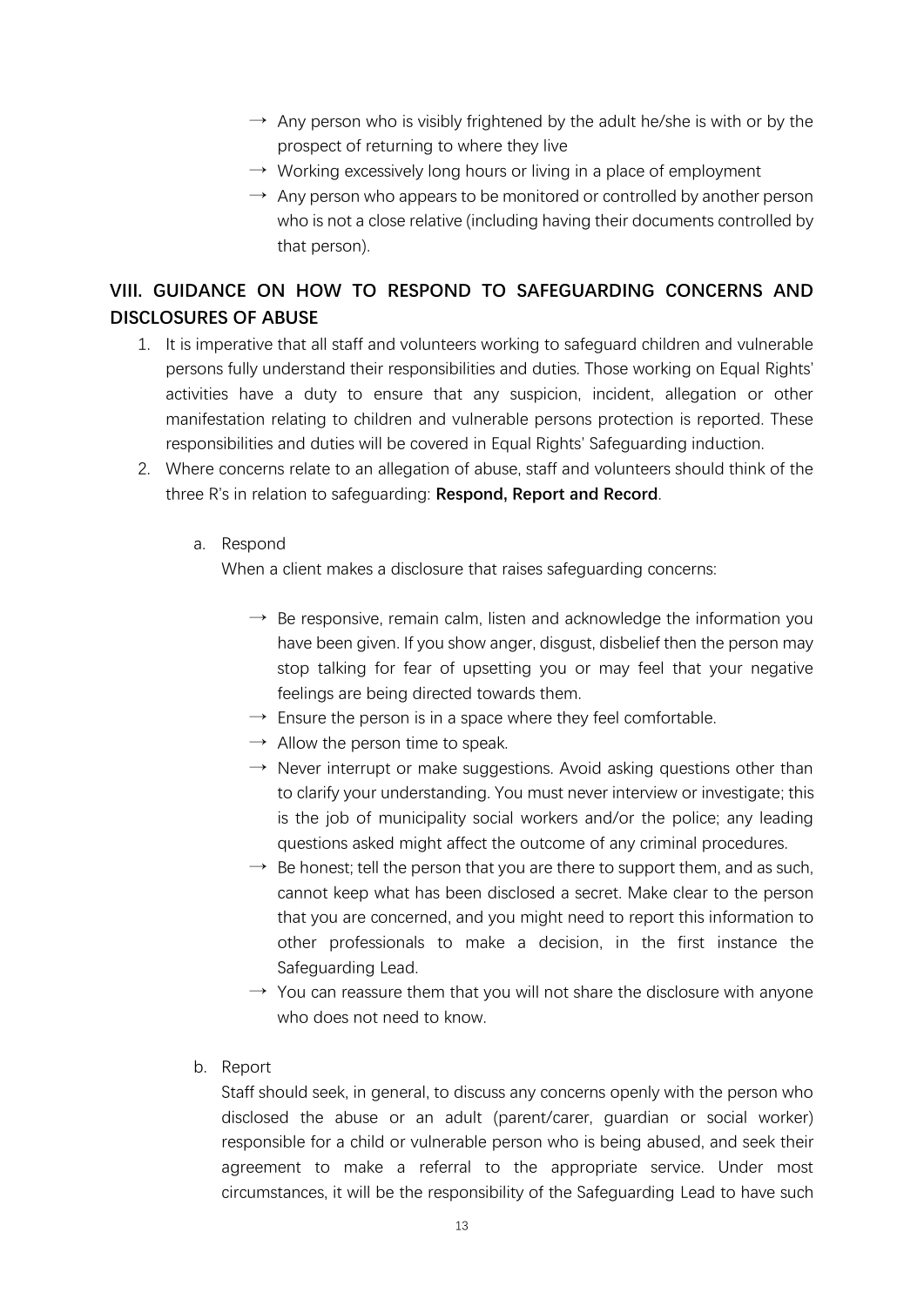- → Any person who is visibly frightened by the adult he/she is with or by the prospect of returning to where they live
- → Working excessively long hours or living in a place of employment
- → Any person who appears to be monitored or controlled by another person who is not a close relative (including having their documents controlled by that person).

## VIII. GUIDANCE ON HOW TO RESPOND TO SAFEGUARDING CONCERNS AND DISCLOSURES OF ABUSE

1. It is imperative that all staff and volunteers working to safeguard children and vulnerable persons fully understand their responsibilities and duties. Those working on Equal Rights' activities have a duty to ensure that any suspicion, incident, allegation or other manifestation relating to children and vulnerable persons protection is reported. These responsibilities and duties will be covered in Equal Rights' Safeguarding induction.
2. Where concerns relate to an allegation of abuse, staff and volunteers should think of the three R's in relation to safeguarding: **Respond, Report and Record**.

   a. Respond

   When a client makes a disclosure that raises safeguarding concerns:

   - → Be responsive, remain calm, listen and acknowledge the information you have been given. If you show anger, disgust, disbelief then the person may stop talking for fear of upsetting you or may feel that your negative feelings are being directed towards them.
   - → Ensure the person is in a space where they feel comfortable.
   - → Allow the person time to speak.
   - → Never interrupt or make suggestions. Avoid asking questions other than to clarify your understanding. You must never interview or investigate; this is the job of municipality social workers and/or the police; any leading questions asked might affect the outcome of any criminal procedures.
   - → Be honest; tell the person that you are there to support them, and as such, cannot keep what has been disclosed a secret. Make clear to the person that you are concerned, and you might need to report this information to other professionals to make a decision, in the first instance the Safeguarding Lead.
   - → You can reassure them that you will not share the disclosure with anyone who does not need to know.

   b. Report

   Staff should seek, in general, to discuss any concerns openly with the person who disclosed the abuse or an adult (parent/carer, guardian or social worker) responsible for a child or vulnerable person who is being abused, and seek their agreement to make a referral to the appropriate service. Under most circumstances, it will be the responsibility of the Safeguarding Lead to have such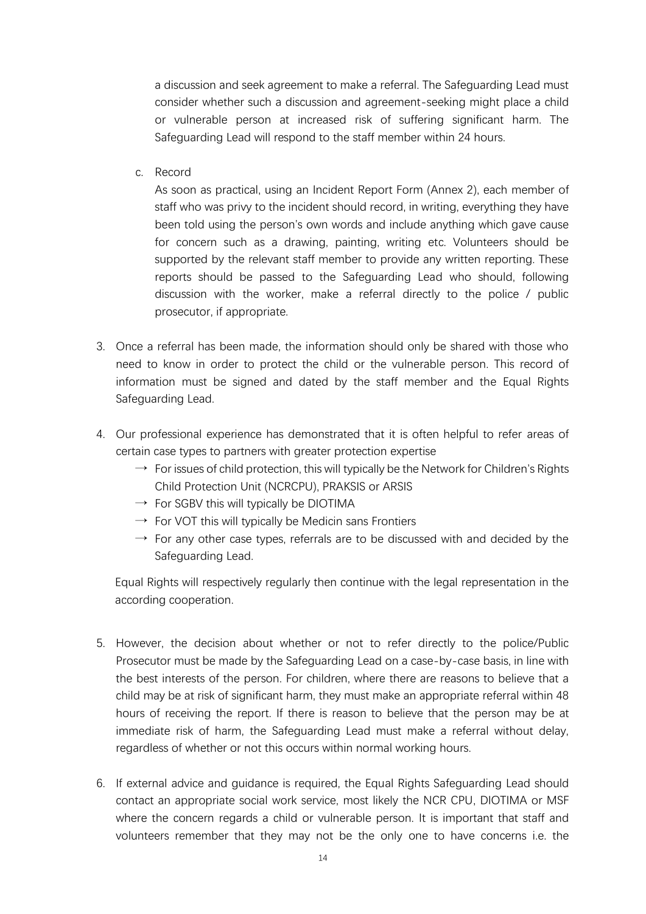a discussion and seek agreement to make a referral. The Safeguarding Lead must consider whether such a discussion and agreement-seeking might place a child or vulnerable person at increased risk of suffering significant harm. The Safeguarding Lead will respond to the staff member within 24 hours.

c. Record

As soon as practical, using an Incident Report Form (Annex 2), each member of staff who was privy to the incident should record, in writing, everything they have been told using the person's own words and include anything which gave cause for concern such as a drawing, painting, writing etc. Volunteers should be supported by the relevant staff member to provide any written reporting. These reports should be passed to the Safeguarding Lead who should, following discussion with the worker, make a referral directly to the police / public prosecutor, if appropriate.

3. Once a referral has been made, the information should only be shared with those who need to know in order to protect the child or the vulnerable person. This record of information must be signed and dated by the staff member and the Equal Rights Safeguarding Lead.

4. Our professional experience has demonstrated that it is often helpful to refer areas of certain case types to partners with greater protection expertise
   - → For issues of child protection, this will typically be the Network for Children's Rights Child Protection Unit (NCRCPU), PRAKSIS or ARSIS
   - → For SGBV this will typically be DIOTIMA
   - → For VOT this will typically be Medicin sans Frontiers
   - → For any other case types, referrals are to be discussed with and decided by the Safeguarding Lead.

   Equal Rights will respectively regularly then continue with the legal representation in the according cooperation.

5. However, the decision about whether or not to refer directly to the police/Public Prosecutor must be made by the Safeguarding Lead on a case-by-case basis, in line with the best interests of the person. For children, where there are reasons to believe that a child may be at risk of significant harm, they must make an appropriate referral within 48 hours of receiving the report. If there is reason to believe that the person may be at immediate risk of harm, the Safeguarding Lead must make a referral without delay, regardless of whether or not this occurs within normal working hours.

6. If external advice and guidance is required, the Equal Rights Safeguarding Lead should contact an appropriate social work service, most likely the NCR CPU, DIOTIMA or MSF where the concern regards a child or vulnerable person. It is important that staff and volunteers remember that they may not be the only one to have concerns i.e. the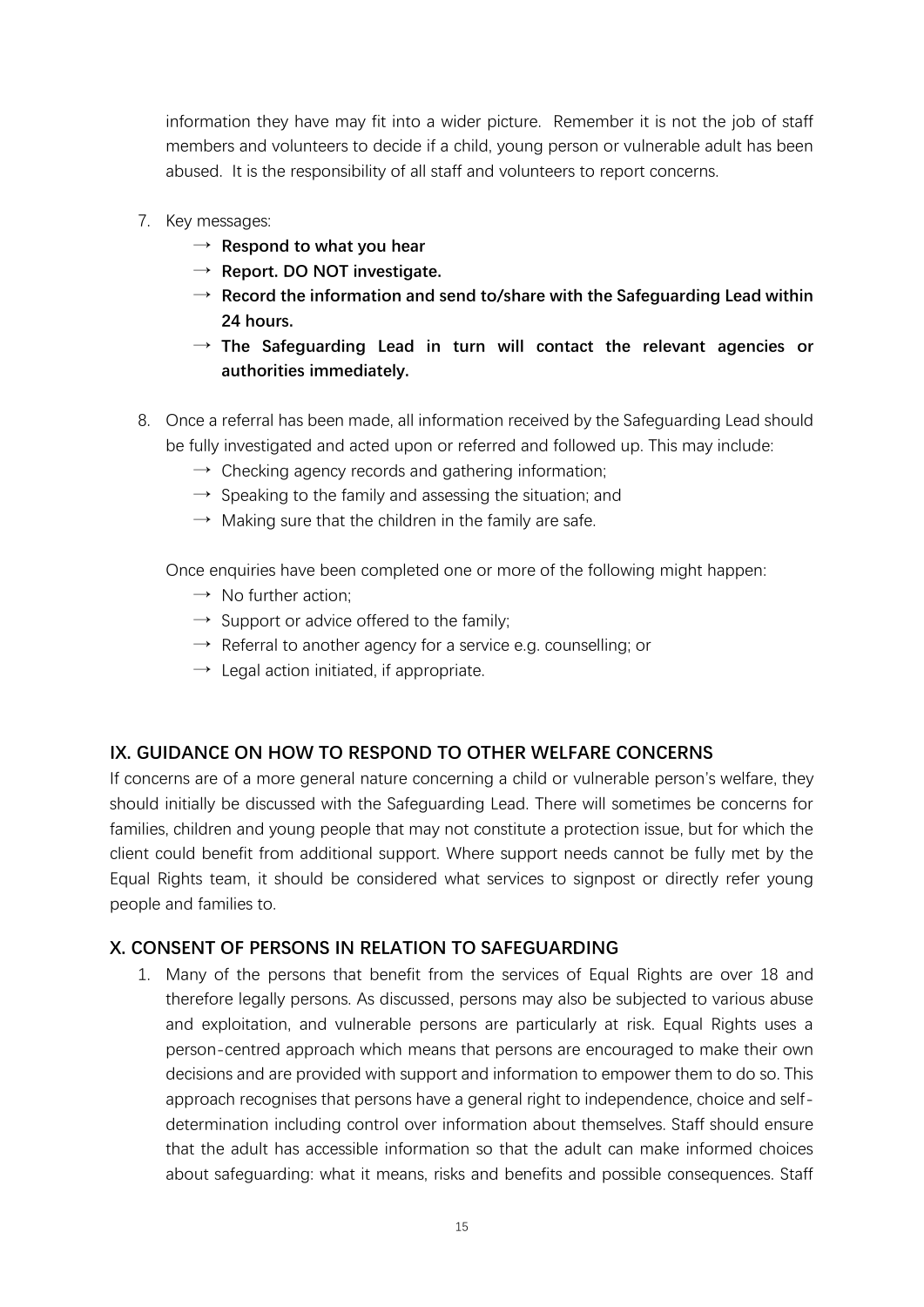information they have may fit into a wider picture. Remember it is not the job of staff members and volunteers to decide if a child, young person or vulnerable adult has been abused. It is the responsibility of all staff and volunteers to report concerns.

7. Key messages:
    - → **Respond to what you hear**
    - → **Report. DO NOT investigate.**
    - → **Record the information and send to/share with the Safeguarding Lead within 24 hours.**
    - → **The Safeguarding Lead in turn will contact the relevant agencies or authorities immediately.**

8. Once a referral has been made, all information received by the Safeguarding Lead should be fully investigated and acted upon or referred and followed up. This may include:
    - → Checking agency records and gathering information;
    - → Speaking to the family and assessing the situation; and
    - → Making sure that the children in the family are safe.

    Once enquiries have been completed one or more of the following might happen:
    - → No further action;
    - → Support or advice offered to the family;
    - → Referral to another agency for a service e.g. counselling; or
    - → Legal action initiated, if appropriate.

## IX. GUIDANCE ON HOW TO RESPOND TO OTHER WELFARE CONCERNS

If concerns are of a more general nature concerning a child or vulnerable person's welfare, they should initially be discussed with the Safeguarding Lead. There will sometimes be concerns for families, children and young people that may not constitute a protection issue, but for which the client could benefit from additional support. Where support needs cannot be fully met by the Equal Rights team, it should be considered what services to signpost or directly refer young people and families to.

## X. CONSENT OF PERSONS IN RELATION TO SAFEGUARDING

1. Many of the persons that benefit from the services of Equal Rights are over 18 and therefore legally persons. As discussed, persons may also be subjected to various abuse and exploitation, and vulnerable persons are particularly at risk. Equal Rights uses a person-centred approach which means that persons are encouraged to make their own decisions and are provided with support and information to empower them to do so. This approach recognises that persons have a general right to independence, choice and self-determination including control over information about themselves. Staff should ensure that the adult has accessible information so that the adult can make informed choices about safeguarding: what it means, risks and benefits and possible consequences. Staff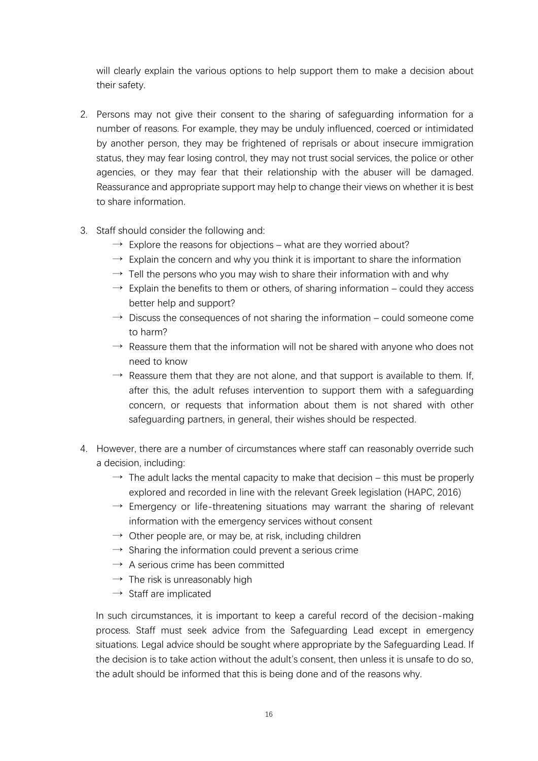will clearly explain the various options to help support them to make a decision about their safety.

2. Persons may not give their consent to the sharing of safeguarding information for a number of reasons. For example, they may be unduly influenced, coerced or intimidated by another person, they may be frightened of reprisals or about insecure immigration status, they may fear losing control, they may not trust social services, the police or other agencies, or they may fear that their relationship with the abuser will be damaged. Reassurance and appropriate support may help to change their views on whether it is best to share information.

3. Staff should consider the following and:
   - → Explore the reasons for objections – what are they worried about?
   - → Explain the concern and why you think it is important to share the information
   - → Tell the persons who you may wish to share their information with and why
   - → Explain the benefits to them or others, of sharing information – could they access better help and support?
   - → Discuss the consequences of not sharing the information – could someone come to harm?
   - → Reassure them that the information will not be shared with anyone who does not need to know
   - → Reassure them that they are not alone, and that support is available to them. If, after this, the adult refuses intervention to support them with a safeguarding concern, or requests that information about them is not shared with other safeguarding partners, in general, their wishes should be respected.

4. However, there are a number of circumstances where staff can reasonably override such a decision, including:
   - → The adult lacks the mental capacity to make that decision – this must be properly explored and recorded in line with the relevant Greek legislation (HAPC, 2016)
   - → Emergency or life-threatening situations may warrant the sharing of relevant information with the emergency services without consent
   - → Other people are, or may be, at risk, including children
   - → Sharing the information could prevent a serious crime
   - → A serious crime has been committed
   - → The risk is unreasonably high
   - → Staff are implicated

   In such circumstances, it is important to keep a careful record of the decision-making process. Staff must seek advice from the Safeguarding Lead except in emergency situations. Legal advice should be sought where appropriate by the Safeguarding Lead. If the decision is to take action without the adult's consent, then unless it is unsafe to do so, the adult should be informed that this is being done and of the reasons why.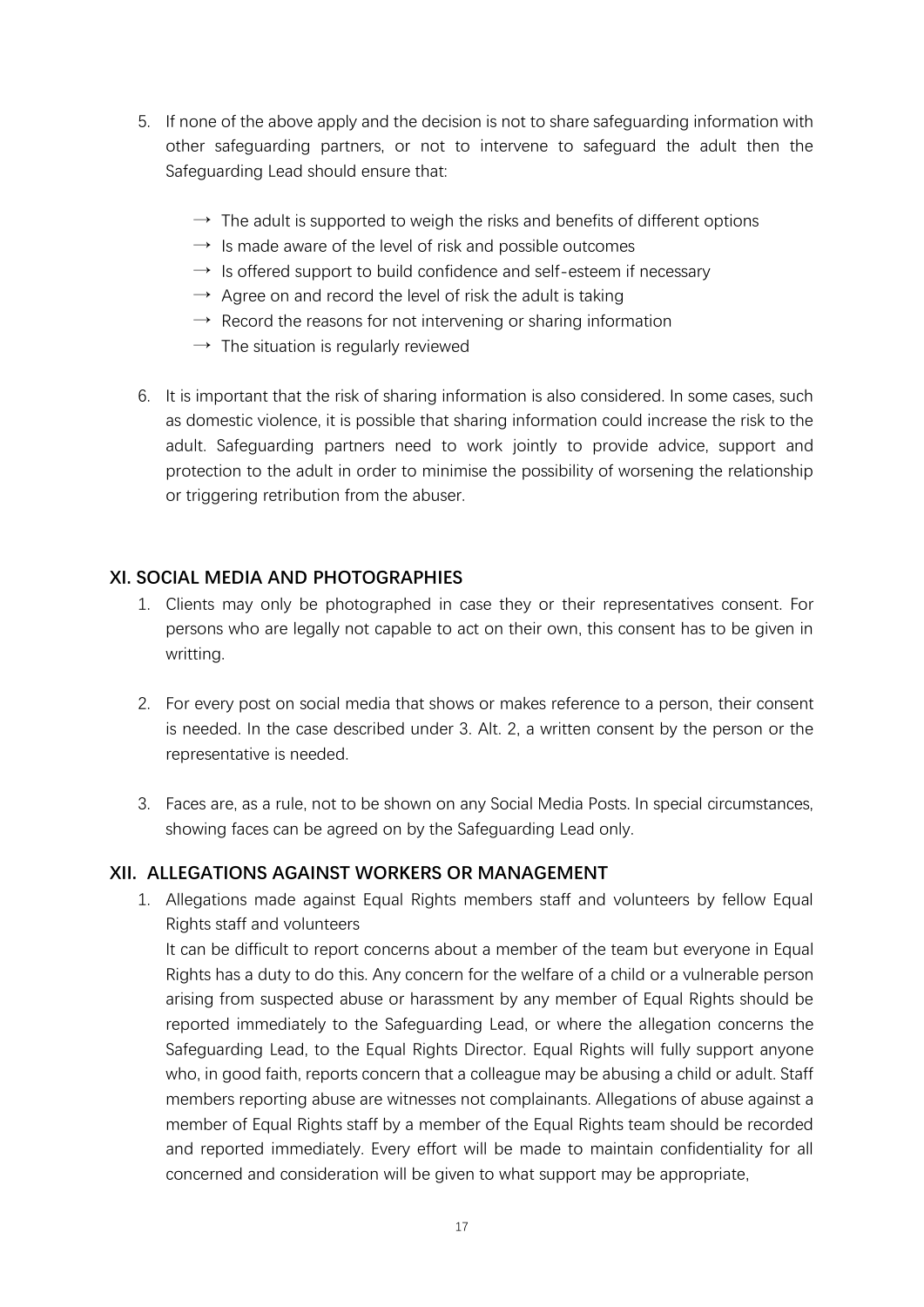5. If none of the above apply and the decision is not to share safeguarding information with other safeguarding partners, or not to intervene to safeguard the adult then the Safeguarding Lead should ensure that:

   → The adult is supported to weigh the risks and benefits of different options
   → Is made aware of the level of risk and possible outcomes
   → Is offered support to build confidence and self-esteem if necessary
   → Agree on and record the level of risk the adult is taking
   → Record the reasons for not intervening or sharing information
   → The situation is regularly reviewed

6. It is important that the risk of sharing information is also considered. In some cases, such as domestic violence, it is possible that sharing information could increase the risk to the adult. Safeguarding partners need to work jointly to provide advice, support and protection to the adult in order to minimise the possibility of worsening the relationship or triggering retribution from the abuser.

## XI. SOCIAL MEDIA AND PHOTOGRAPHIES

1. Clients may only be photographed in case they or their representatives consent. For persons who are legally not capable to act on their own, this consent has to be given in writting.

2. For every post on social media that shows or makes reference to a person, their consent is needed. In the case described under 3. Alt. 2, a written consent by the person or the representative is needed.

3. Faces are, as a rule, not to be shown on any Social Media Posts. In special circumstances, showing faces can be agreed on by the Safeguarding Lead only.

## XII. ALLEGATIONS AGAINST WORKERS OR MANAGEMENT

1. Allegations made against Equal Rights members staff and volunteers by fellow Equal Rights staff and volunteers

   It can be difficult to report concerns about a member of the team but everyone in Equal Rights has a duty to do this. Any concern for the welfare of a child or a vulnerable person arising from suspected abuse or harassment by any member of Equal Rights should be reported immediately to the Safeguarding Lead, or where the allegation concerns the Safeguarding Lead, to the Equal Rights Director. Equal Rights will fully support anyone who, in good faith, reports concern that a colleague may be abusing a child or adult. Staff members reporting abuse are witnesses not complainants. Allegations of abuse against a member of Equal Rights staff by a member of the Equal Rights team should be recorded and reported immediately. Every effort will be made to maintain confidentiality for all concerned and consideration will be given to what support may be appropriate,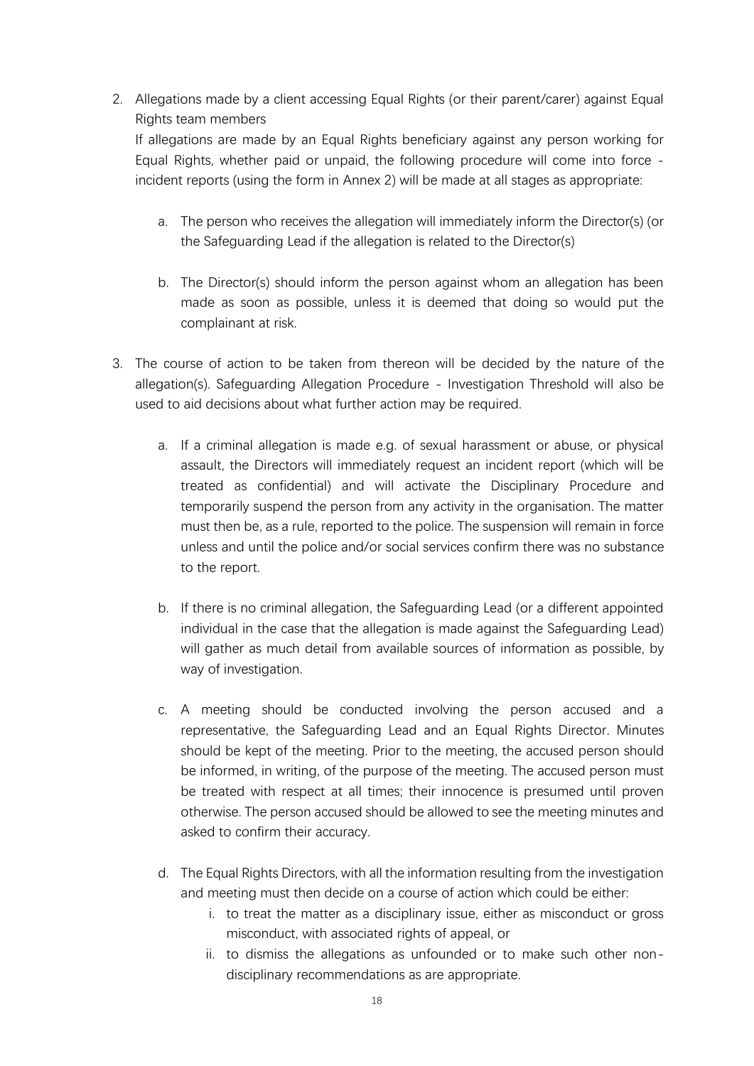2. Allegations made by a client accessing Equal Rights (or their parent/carer) against Equal Rights team members

   If allegations are made by an Equal Rights beneficiary against any person working for Equal Rights, whether paid or unpaid, the following procedure will come into force - incident reports (using the form in Annex 2) will be made at all stages as appropriate:

   a. The person who receives the allegation will immediately inform the Director(s) (or the Safeguarding Lead if the allegation is related to the Director(s)

   b. The Director(s) should inform the person against whom an allegation has been made as soon as possible, unless it is deemed that doing so would put the complainant at risk.

3. The course of action to be taken from thereon will be decided by the nature of the allegation(s). Safeguarding Allegation Procedure - Investigation Threshold will also be used to aid decisions about what further action may be required.

   a. If a criminal allegation is made e.g. of sexual harassment or abuse, or physical assault, the Directors will immediately request an incident report (which will be treated as confidential) and will activate the Disciplinary Procedure and temporarily suspend the person from any activity in the organisation. The matter must then be, as a rule, reported to the police. The suspension will remain in force unless and until the police and/or social services confirm there was no substance to the report.

   b. If there is no criminal allegation, the Safeguarding Lead (or a different appointed individual in the case that the allegation is made against the Safeguarding Lead) will gather as much detail from available sources of information as possible, by way of investigation.

   c. A meeting should be conducted involving the person accused and a representative, the Safeguarding Lead and an Equal Rights Director. Minutes should be kept of the meeting. Prior to the meeting, the accused person should be informed, in writing, of the purpose of the meeting. The accused person must be treated with respect at all times; their innocence is presumed until proven otherwise. The person accused should be allowed to see the meeting minutes and asked to confirm their accuracy.

   d. The Equal Rights Directors, with all the information resulting from the investigation and meeting must then decide on a course of action which could be either:
      i. to treat the matter as a disciplinary issue, either as misconduct or gross misconduct, with associated rights of appeal, or
      ii. to dismiss the allegations as unfounded or to make such other non-disciplinary recommendations as are appropriate.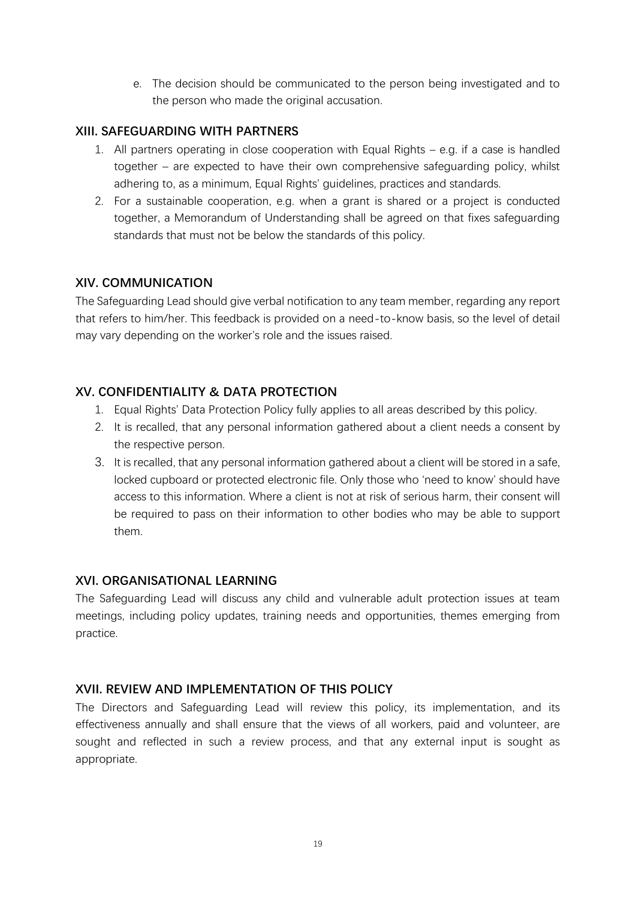e. The decision should be communicated to the person being investigated and to the person who made the original accusation.

## XIII. SAFEGUARDING WITH PARTNERS

1. All partners operating in close cooperation with Equal Rights – e.g. if a case is handled together – are expected to have their own comprehensive safeguarding policy, whilst adhering to, as a minimum, Equal Rights' guidelines, practices and standards.
2. For a sustainable cooperation, e.g. when a grant is shared or a project is conducted together, a Memorandum of Understanding shall be agreed on that fixes safeguarding standards that must not be below the standards of this policy.

## XIV. COMMUNICATION

The Safeguarding Lead should give verbal notification to any team member, regarding any report that refers to him/her. This feedback is provided on a need-to-know basis, so the level of detail may vary depending on the worker's role and the issues raised.

## XV. CONFIDENTIALITY & DATA PROTECTION

1. Equal Rights' Data Protection Policy fully applies to all areas described by this policy.
2. It is recalled, that any personal information gathered about a client needs a consent by the respective person.
3. It is recalled, that any personal information gathered about a client will be stored in a safe, locked cupboard or protected electronic file. Only those who 'need to know' should have access to this information. Where a client is not at risk of serious harm, their consent will be required to pass on their information to other bodies who may be able to support them.

## XVI. ORGANISATIONAL LEARNING

The Safeguarding Lead will discuss any child and vulnerable adult protection issues at team meetings, including policy updates, training needs and opportunities, themes emerging from practice.

## XVII. REVIEW AND IMPLEMENTATION OF THIS POLICY

The Directors and Safeguarding Lead will review this policy, its implementation, and its effectiveness annually and shall ensure that the views of all workers, paid and volunteer, are sought and reflected in such a review process, and that any external input is sought as appropriate.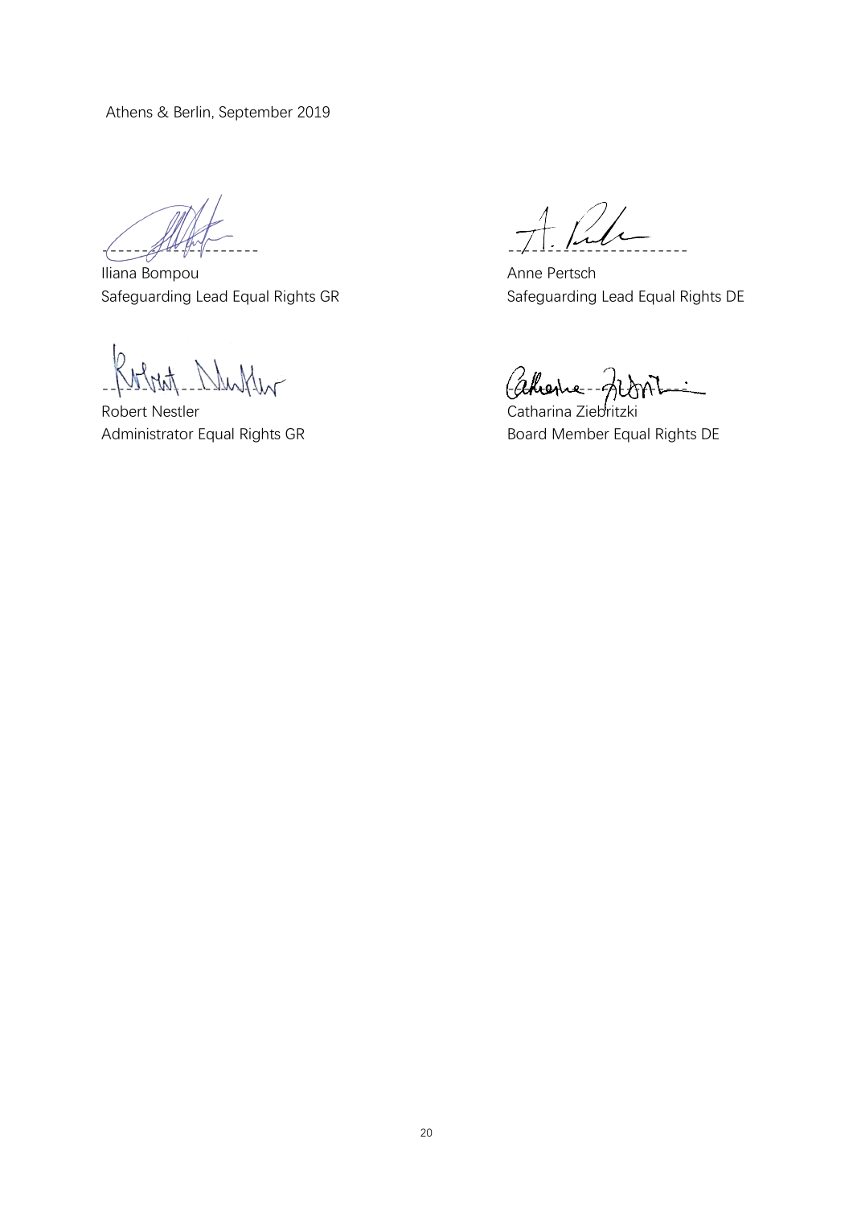Athens & Berlin, September 2019

Iliana Bompou
Safeguarding Lead Equal Rights GR

Anne Pertsch
Safeguarding Lead Equal Rights DE

Robert Nestler
Administrator Equal Rights GR

Catharina Ziebritzki
Board Member Equal Rights DE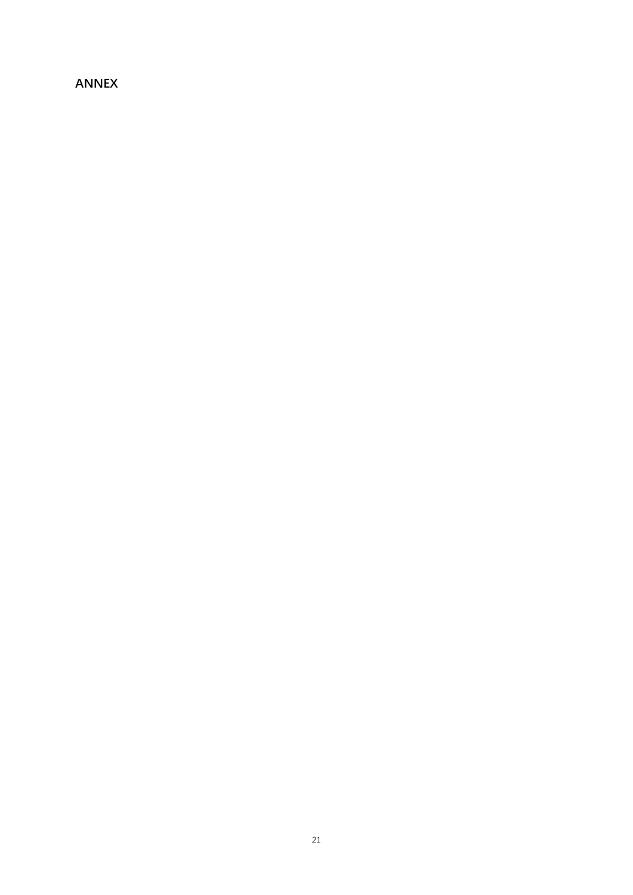## ANNEX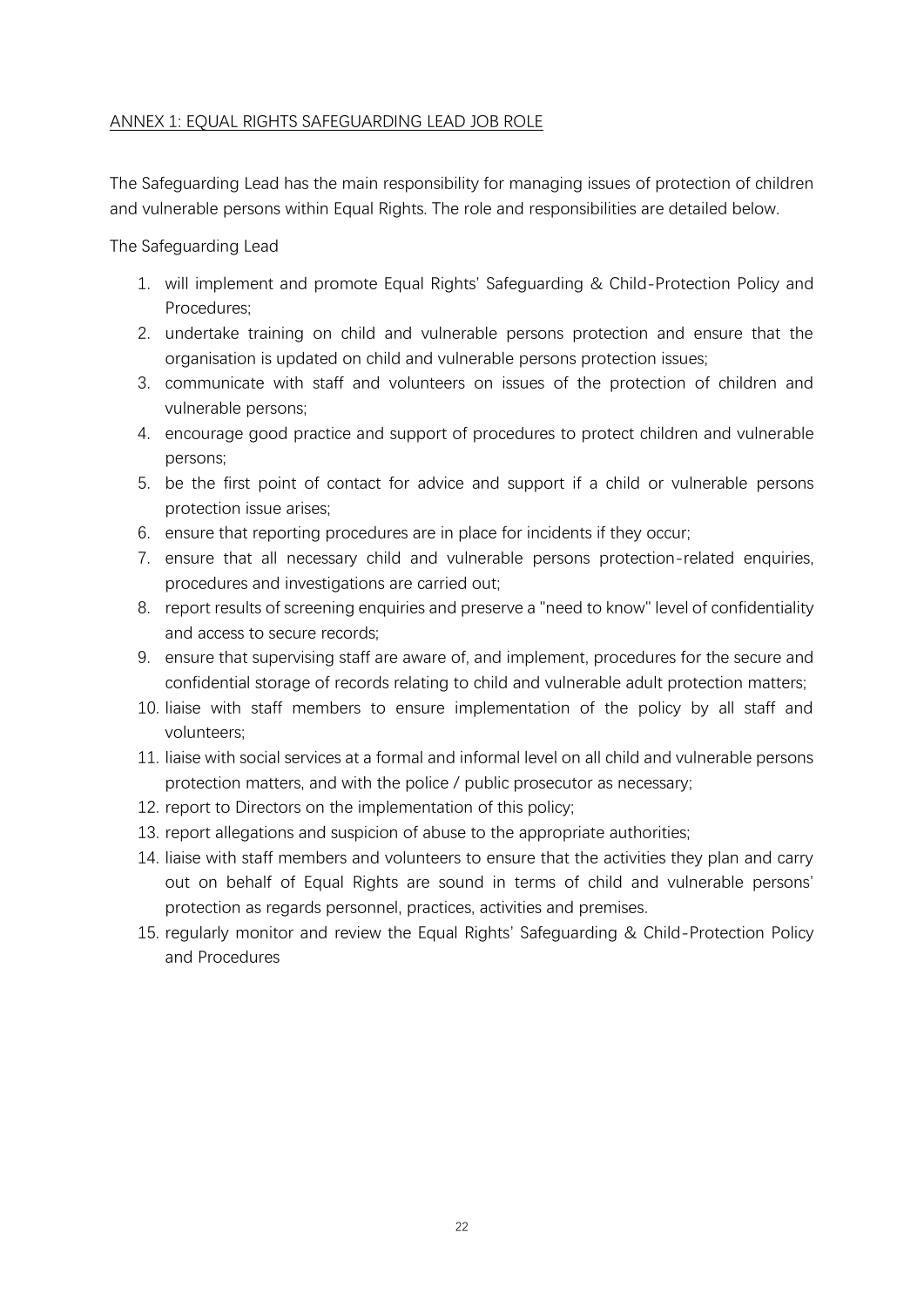## ANNEX 1: EQUAL RIGHTS SAFEGUARDING LEAD JOB ROLE

The Safeguarding Lead has the main responsibility for managing issues of protection of children and vulnerable persons within Equal Rights. The role and responsibilities are detailed below.

The Safeguarding Lead

1. will implement and promote Equal Rights' Safeguarding & Child-Protection Policy and Procedures;
2. undertake training on child and vulnerable persons protection and ensure that the organisation is updated on child and vulnerable persons protection issues;
3. communicate with staff and volunteers on issues of the protection of children and vulnerable persons;
4. encourage good practice and support of procedures to protect children and vulnerable persons;
5. be the first point of contact for advice and support if a child or vulnerable persons protection issue arises;
6. ensure that reporting procedures are in place for incidents if they occur;
7. ensure that all necessary child and vulnerable persons protection-related enquiries, procedures and investigations are carried out;
8. report results of screening enquiries and preserve a "need to know" level of confidentiality and access to secure records;
9. ensure that supervising staff are aware of, and implement, procedures for the secure and confidential storage of records relating to child and vulnerable adult protection matters;
10. liaise with staff members to ensure implementation of the policy by all staff and volunteers;
11. liaise with social services at a formal and informal level on all child and vulnerable persons protection matters, and with the police / public prosecutor as necessary;
12. report to Directors on the implementation of this policy;
13. report allegations and suspicion of abuse to the appropriate authorities;
14. liaise with staff members and volunteers to ensure that the activities they plan and carry out on behalf of Equal Rights are sound in terms of child and vulnerable persons' protection as regards personnel, practices, activities and premises.
15. regularly monitor and review the Equal Rights' Safeguarding & Child-Protection Policy and Procedures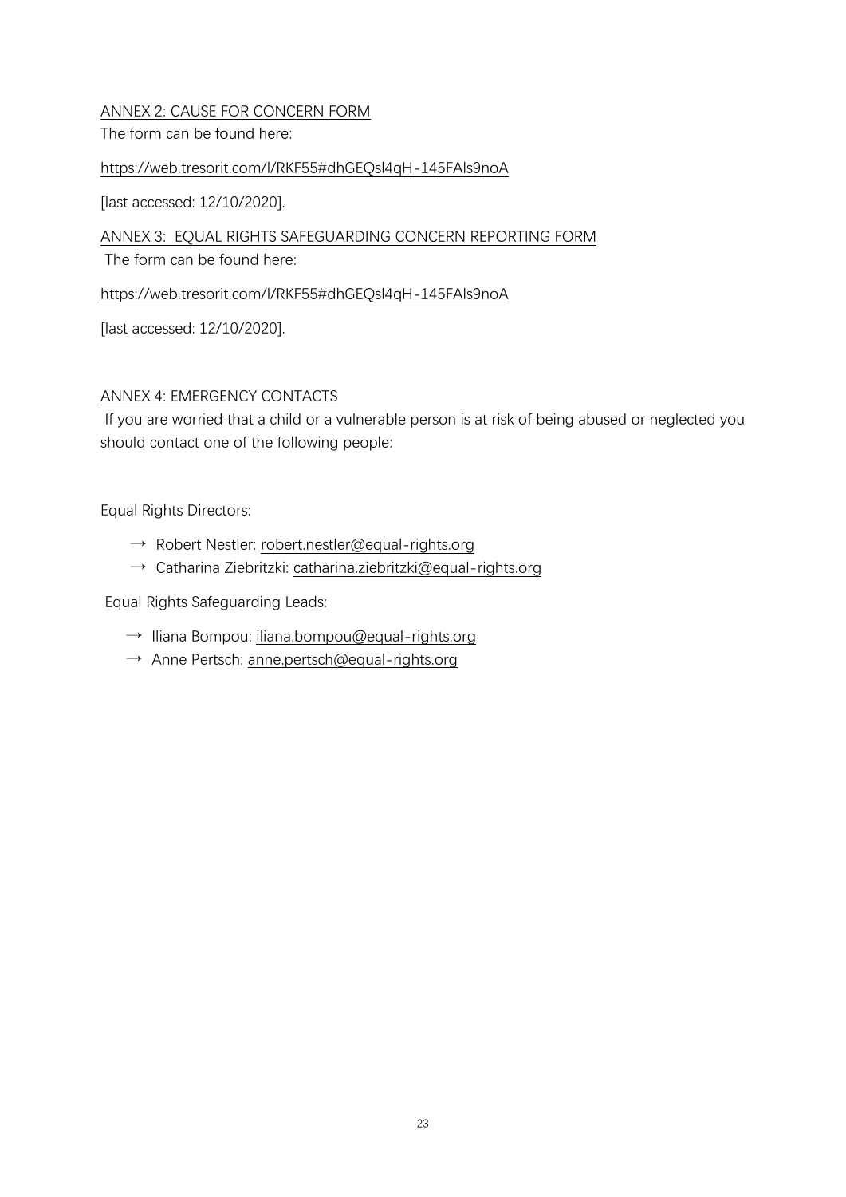ANNEX 2: CAUSE FOR CONCERN FORM

The form can be found here:

https://web.tresorit.com/l/RKF55#dhGEQsl4qH-145FAls9noA

[last accessed: 12/10/2020].

ANNEX 3: EQUAL RIGHTS SAFEGUARDING CONCERN REPORTING FORM

The form can be found here:

https://web.tresorit.com/l/RKF55#dhGEQsl4qH-145FAls9noA

[last accessed: 12/10/2020].

ANNEX 4: EMERGENCY CONTACTS

If you are worried that a child or a vulnerable person is at risk of being abused or neglected you should contact one of the following people:

Equal Rights Directors:

- → Robert Nestler: robert.nestler@equal-rights.org
- → Catharina Ziebritzki: catharina.ziebritzki@equal-rights.org

Equal Rights Safeguarding Leads:

- → Iliana Bompou: iliana.bompou@equal-rights.org
- → Anne Pertsch: anne.pertsch@equal-rights.org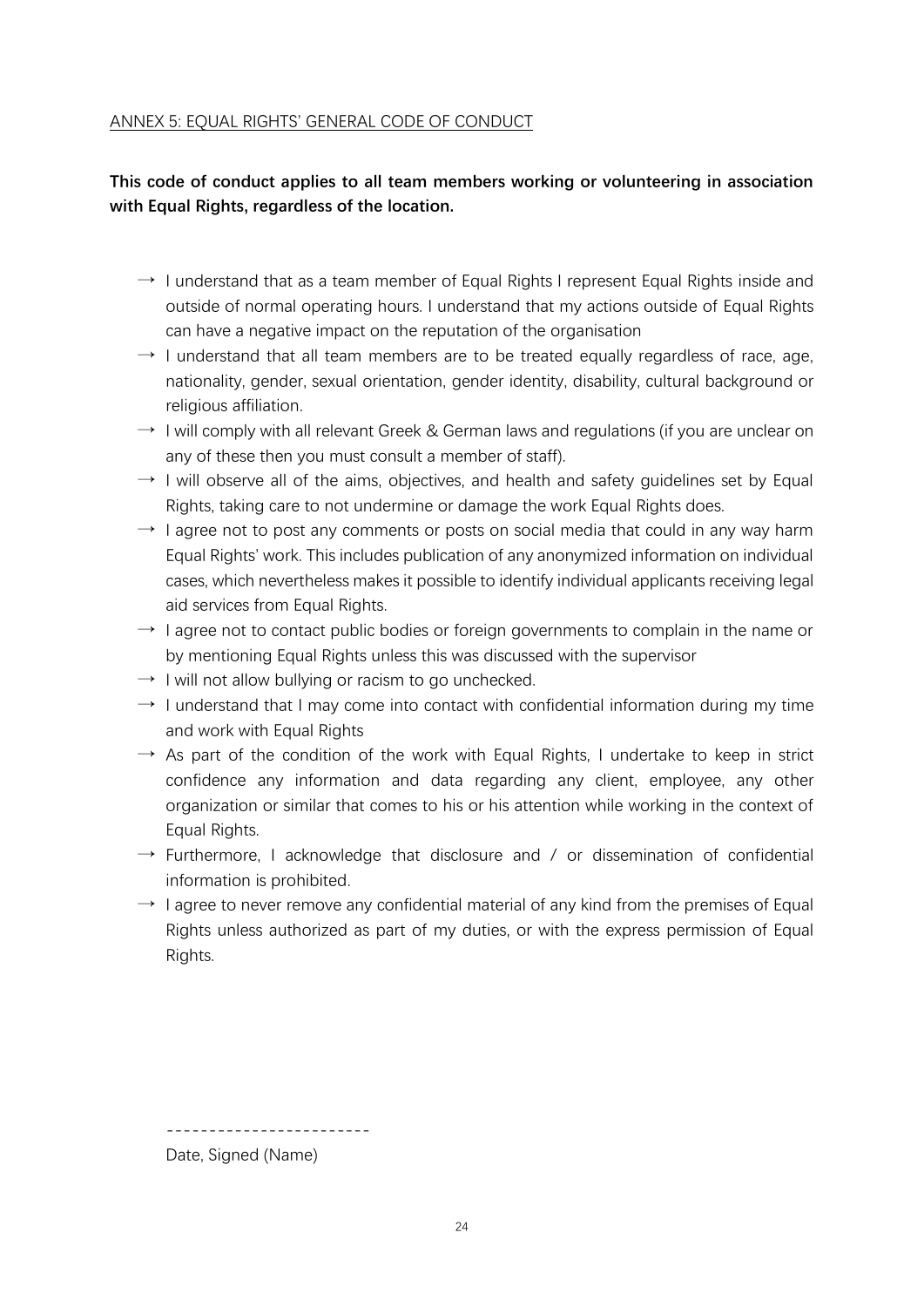ANNEX 5: EQUAL RIGHTS' GENERAL CODE OF CONDUCT

**This code of conduct applies to all team members working or volunteering in association with Equal Rights, regardless of the location.**

→ I understand that as a team member of Equal Rights I represent Equal Rights inside and outside of normal operating hours. I understand that my actions outside of Equal Rights can have a negative impact on the reputation of the organisation

→ I understand that all team members are to be treated equally regardless of race, age, nationality, gender, sexual orientation, gender identity, disability, cultural background or religious affiliation.

→ I will comply with all relevant Greek & German laws and regulations (if you are unclear on any of these then you must consult a member of staff).

→ I will observe all of the aims, objectives, and health and safety guidelines set by Equal Rights, taking care to not undermine or damage the work Equal Rights does.

→ I agree not to post any comments or posts on social media that could in any way harm Equal Rights' work. This includes publication of any anonymized information on individual cases, which nevertheless makes it possible to identify individual applicants receiving legal aid services from Equal Rights.

→ I agree not to contact public bodies or foreign governments to complain in the name or by mentioning Equal Rights unless this was discussed with the supervisor

→ I will not allow bullying or racism to go unchecked.

→ I understand that I may come into contact with confidential information during my time and work with Equal Rights

→ As part of the condition of the work with Equal Rights, I undertake to keep in strict confidence any information and data regarding any client, employee, any other organization or similar that comes to his or his attention while working in the context of Equal Rights.

→ Furthermore, I acknowledge that disclosure and / or dissemination of confidential information is prohibited.

→ I agree to never remove any confidential material of any kind from the premises of Equal Rights unless authorized as part of my duties, or with the express permission of Equal Rights.

------------------------

Date, Signed (Name)